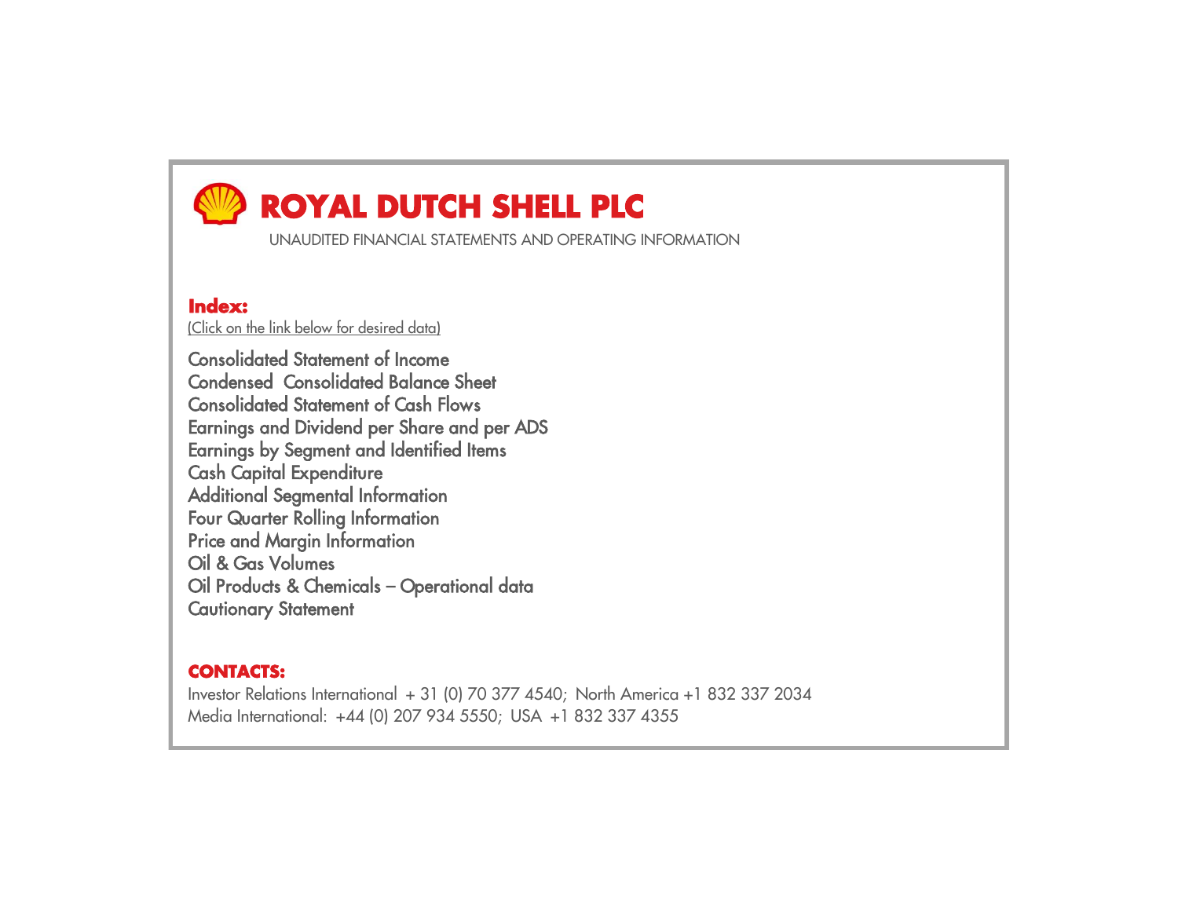# ROYAL DUTCH SHELL PLC

UNAUDITED FINANCIAL STATEMENTS AND OPERATING INFORMATION

## Index:

(Click on the link below for desired data)

Consolidated Statement of Income
Condensed Consolidated Balance Sheet
Consolidated Statement of Cash Flows
Earnings and Dividend per Share and per ADS
Earnings by Segment and Identified Items
Cash Capital Expenditure
Additional Segmental Information
Four Quarter Rolling Information
Price and Margin Information
Oil & Gas Volumes
Oil Products & Chemicals – Operational data
Cautionary Statement

## CONTACTS:

Investor Relations International + 31 (0) 70 377 4540; North America +1 832 337 2034
Media International: +44 (0) 207 934 5550; USA +1 832 337 4355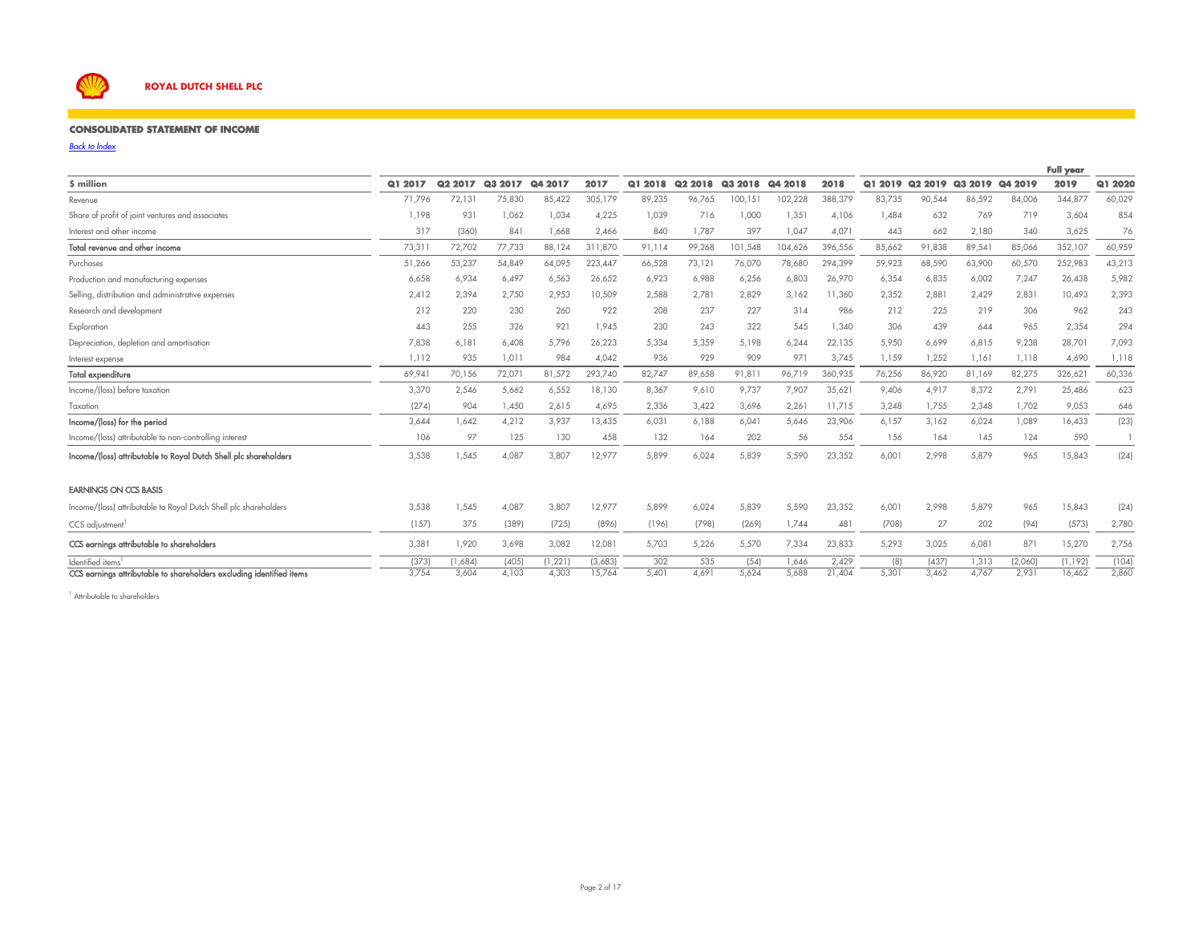**ROYAL DUTCH SHELL PLC**

## CONSOLIDATED STATEMENT OF INCOME

*Back to Index*

| $ million | Q1 2017 | Q2 2017 | Q3 2017 | Q4 2017 | 2017 | Q1 2018 | Q2 2018 | Q3 2018 | Q4 2018 | 2018 | Q1 2019 | Q2 2019 | Q3 2019 | Q4 2019 | Full year 2019 | Q1 2020 |
|---|---|---|---|---|---|---|---|---|---|---|---|---|---|---|---|---|
| Revenue | 71,796 | 72,131 | 75,830 | 85,422 | 305,179 | 89,235 | 96,765 | 100,151 | 102,228 | 388,379 | 83,735 | 90,544 | 86,592 | 84,006 | 344,877 | 60,029 |
| Share of profit of joint ventures and associates | 1,198 | 931 | 1,062 | 1,034 | 4,225 | 1,039 | 716 | 1,000 | 1,351 | 4,106 | 1,484 | 632 | 769 | 719 | 3,604 | 854 |
| Interest and other income | 317 | (360) | 841 | 1,668 | 2,466 | 840 | 1,787 | 397 | 1,047 | 4,071 | 443 | 662 | 2,180 | 340 | 3,625 | 76 |
| **Total revenue and other income** | 73,311 | 72,702 | 77,733 | 88,124 | 311,870 | 91,114 | 99,268 | 101,548 | 104,626 | 396,556 | 85,662 | 91,838 | 89,541 | 85,066 | 352,107 | 60,959 |
| Purchases | 51,266 | 53,237 | 54,849 | 64,095 | 223,447 | 66,528 | 73,121 | 76,070 | 78,680 | 294,399 | 59,923 | 68,590 | 63,900 | 60,570 | 252,983 | 43,213 |
| Production and manufacturing expenses | 6,658 | 6,934 | 6,497 | 6,563 | 26,652 | 6,923 | 6,988 | 6,256 | 6,803 | 26,970 | 6,354 | 6,835 | 6,002 | 7,247 | 26,438 | 5,982 |
| Selling, distribution and administrative expenses | 2,412 | 2,394 | 2,750 | 2,953 | 10,509 | 2,588 | 2,781 | 2,829 | 3,162 | 11,360 | 2,352 | 2,881 | 2,429 | 2,831 | 10,493 | 2,393 |
| Research and development | 212 | 220 | 230 | 260 | 922 | 208 | 237 | 227 | 314 | 986 | 212 | 225 | 219 | 306 | 962 | 243 |
| Exploration | 443 | 255 | 326 | 921 | 1,945 | 230 | 243 | 322 | 545 | 1,340 | 306 | 439 | 644 | 965 | 2,354 | 294 |
| Depreciation, depletion and amortisation | 7,838 | 6,181 | 6,408 | 5,796 | 26,223 | 5,334 | 5,359 | 5,198 | 6,244 | 22,135 | 5,950 | 6,699 | 6,815 | 9,238 | 28,701 | 7,093 |
| Interest expense | 1,112 | 935 | 1,011 | 984 | 4,042 | 936 | 929 | 909 | 971 | 3,745 | 1,159 | 1,252 | 1,161 | 1,118 | 4,690 | 1,118 |
| **Total expenditure** | 69,941 | 70,156 | 72,071 | 81,572 | 293,740 | 82,747 | 89,658 | 91,811 | 96,719 | 360,935 | 76,256 | 86,920 | 81,169 | 82,275 | 326,621 | 60,336 |
| Income/(loss) before taxation | 3,370 | 2,546 | 5,662 | 6,552 | 18,130 | 8,367 | 9,610 | 9,737 | 7,907 | 35,621 | 9,406 | 4,917 | 8,372 | 2,791 | 25,486 | 623 |
| Taxation | (274) | 904 | 1,450 | 2,615 | 4,695 | 2,336 | 3,422 | 3,696 | 2,261 | 11,715 | 3,248 | 1,755 | 2,348 | 1,702 | 9,053 | 646 |
| **Income/(loss) for the period** | 3,644 | 1,642 | 4,212 | 3,937 | 13,435 | 6,031 | 6,188 | 6,041 | 5,646 | 23,906 | 6,157 | 3,162 | 6,024 | 1,089 | 16,433 | (23) |
| Income/(loss) attributable to non-controlling interest | 106 | 97 | 125 | 130 | 458 | 132 | 164 | 202 | 56 | 554 | 156 | 164 | 145 | 124 | 590 | 1 |
| **Income/(loss) attributable to Royal Dutch Shell plc shareholders** | 3,538 | 1,545 | 4,087 | 3,807 | 12,977 | 5,899 | 6,024 | 5,839 | 5,590 | 23,352 | 6,001 | 2,998 | 5,879 | 965 | 15,843 | (24) |
| **EARNINGS ON CCS BASIS** | | | | | | | | | | | | | | | | |
| Income/(loss) attributable to Royal Dutch Shell plc shareholders | 3,538 | 1,545 | 4,087 | 3,807 | 12,977 | 5,899 | 6,024 | 5,839 | 5,590 | 23,352 | 6,001 | 2,998 | 5,879 | 965 | 15,843 | (24) |
| CCS adjustment[1] | (157) | 375 | (389) | (725) | (896) | (196) | (798) | (269) | 1,744 | 481 | (708) | 27 | 202 | (94) | (573) | 2,780 |
| **CCS earnings attributable to shareholders** | 3,381 | 1,920 | 3,698 | 3,082 | 12,081 | 5,703 | 5,226 | 5,570 | 7,334 | 23,833 | 5,293 | 3,025 | 6,081 | 871 | 15,270 | 2,756 |
| Identified items[1] | (373) | (1,684) | (405) | (1,221) | (3,683) | 302 | 535 | (54) | 1,646 | 2,429 | (8) | (437) | 1,313 | (2,060) | (1,192) | (104) |
| **CCS earnings attributable to shareholders excluding identified items** | 3,754 | 3,604 | 4,103 | 4,303 | 15,764 | 5,401 | 4,691 | 5,624 | 5,688 | 21,404 | 5,301 | 3,462 | 4,767 | 2,931 | 16,462 | 2,860 |

[1] Attributable to shareholders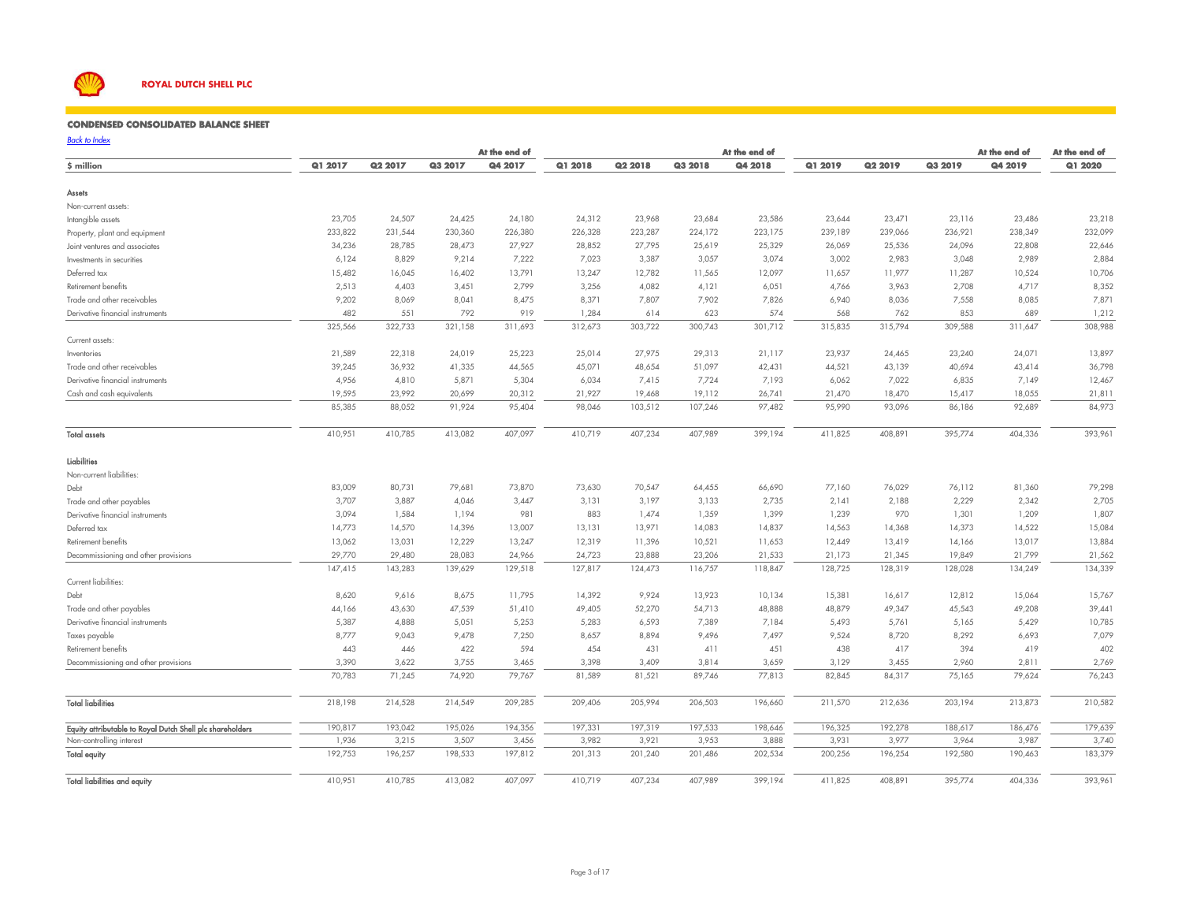**ROYAL DUTCH SHELL PLC**

## CONDENSED CONSOLIDATED BALANCE SHEET

Back to Index

| | | | | At the end of | | | | At the end of | | | | At the end of | At the end of |
|---|---|---|---|---|---|---|---|---|---|---|---|---|---|
| $ million | Q1 2017 | Q2 2017 | Q3 2017 | Q4 2017 | Q1 2018 | Q2 2018 | Q3 2018 | Q4 2018 | Q1 2019 | Q2 2019 | Q3 2019 | Q4 2019 | Q1 2020 |
| **Assets** | | | | | | | | | | | | | |
| Non-current assets: | | | | | | | | | | | | | |
| Intangible assets | 23,705 | 24,507 | 24,425 | 24,180 | 24,312 | 23,968 | 23,684 | 23,586 | 23,644 | 23,471 | 23,116 | 23,486 | 23,218 |
| Property, plant and equipment | 233,822 | 231,544 | 230,360 | 226,380 | 226,328 | 223,287 | 224,172 | 223,175 | 239,189 | 239,066 | 236,921 | 238,349 | 232,099 |
| Joint ventures and associates | 34,236 | 28,785 | 28,473 | 27,927 | 28,852 | 27,795 | 25,619 | 25,329 | 26,069 | 25,536 | 24,096 | 22,808 | 22,646 |
| Investments in securities | 6,124 | 8,829 | 9,214 | 7,222 | 7,023 | 3,387 | 3,057 | 3,074 | 3,002 | 2,983 | 3,048 | 2,989 | 2,884 |
| Deferred tax | 15,482 | 16,045 | 16,402 | 13,791 | 13,247 | 12,782 | 11,565 | 12,097 | 11,657 | 11,977 | 11,287 | 10,524 | 10,706 |
| Retirement benefits | 2,513 | 4,403 | 3,451 | 2,799 | 3,256 | 4,082 | 4,121 | 6,051 | 4,766 | 3,963 | 2,708 | 4,717 | 8,352 |
| Trade and other receivables | 9,202 | 8,069 | 8,041 | 8,475 | 8,371 | 7,807 | 7,902 | 7,826 | 6,940 | 8,036 | 7,558 | 8,085 | 7,871 |
| Derivative financial instruments | 482 | 551 | 792 | 919 | 1,284 | 614 | 623 | 574 | 568 | 762 | 853 | 689 | 1,212 |
| | 325,566 | 322,733 | 321,158 | 311,693 | 312,673 | 303,722 | 300,743 | 301,712 | 315,835 | 315,794 | 309,588 | 311,647 | 308,988 |
| Current assets: | | | | | | | | | | | | | |
| Inventories | 21,589 | 22,318 | 24,019 | 25,223 | 25,014 | 27,975 | 29,313 | 21,117 | 23,937 | 24,465 | 23,240 | 24,071 | 13,897 |
| Trade and other receivables | 39,245 | 36,932 | 41,335 | 44,565 | 45,071 | 48,654 | 51,097 | 42,431 | 44,521 | 43,139 | 40,694 | 43,414 | 36,798 |
| Derivative financial instruments | 4,956 | 4,810 | 5,871 | 5,304 | 6,034 | 7,415 | 7,724 | 7,193 | 6,062 | 7,022 | 6,835 | 7,149 | 12,467 |
| Cash and cash equivalents | 19,595 | 23,992 | 20,699 | 20,312 | 21,927 | 19,468 | 19,112 | 26,741 | 21,470 | 18,470 | 15,417 | 18,055 | 21,811 |
| | 85,385 | 88,052 | 91,924 | 95,404 | 98,046 | 103,512 | 107,246 | 97,482 | 95,990 | 93,096 | 86,186 | 92,689 | 84,973 |
| **Total assets** | 410,951 | 410,785 | 413,082 | 407,097 | 410,719 | 407,234 | 407,989 | 399,194 | 411,825 | 408,891 | 395,774 | 404,336 | 393,961 |
| **Liabilities** | | | | | | | | | | | | | |
| Non-current liabilities: | | | | | | | | | | | | | |
| Debt | 83,009 | 80,731 | 79,681 | 73,870 | 73,630 | 70,547 | 64,455 | 66,690 | 77,160 | 76,029 | 76,112 | 81,360 | 79,298 |
| Trade and other payables | 3,707 | 3,887 | 4,046 | 3,447 | 3,131 | 3,197 | 3,133 | 2,735 | 2,141 | 2,188 | 2,229 | 2,342 | 2,705 |
| Derivative financial instruments | 3,094 | 1,584 | 1,194 | 981 | 883 | 1,474 | 1,359 | 1,399 | 1,239 | 970 | 1,301 | 1,209 | 1,807 |
| Deferred tax | 14,773 | 14,570 | 14,396 | 13,007 | 13,131 | 13,971 | 14,083 | 14,837 | 14,563 | 14,368 | 14,373 | 14,522 | 15,084 |
| Retirement benefits | 13,062 | 13,031 | 12,229 | 13,247 | 12,319 | 11,396 | 10,521 | 11,653 | 12,449 | 13,419 | 14,166 | 13,017 | 13,884 |
| Decommissioning and other provisions | 29,770 | 29,480 | 28,083 | 24,966 | 24,723 | 23,888 | 23,206 | 21,533 | 21,173 | 21,345 | 19,849 | 21,799 | 21,562 |
| | 147,415 | 143,283 | 139,629 | 129,518 | 127,817 | 124,473 | 116,757 | 118,847 | 128,725 | 128,319 | 128,028 | 134,249 | 134,339 |
| Current liabilities: | | | | | | | | | | | | | |
| Debt | 8,620 | 9,616 | 8,675 | 11,795 | 14,392 | 9,924 | 13,923 | 10,134 | 15,381 | 16,617 | 12,812 | 15,064 | 15,767 |
| Trade and other payables | 44,166 | 43,630 | 47,539 | 51,410 | 49,405 | 52,270 | 54,713 | 48,888 | 48,879 | 49,347 | 45,543 | 49,208 | 39,441 |
| Derivative financial instruments | 5,387 | 4,888 | 5,051 | 5,253 | 5,283 | 6,593 | 7,389 | 7,184 | 5,493 | 5,761 | 5,165 | 5,429 | 10,785 |
| Taxes payable | 8,777 | 9,043 | 9,478 | 7,250 | 8,657 | 8,894 | 9,496 | 7,497 | 9,524 | 8,720 | 8,292 | 6,693 | 7,079 |
| Retirement benefits | 443 | 446 | 422 | 594 | 454 | 431 | 411 | 451 | 438 | 417 | 394 | 419 | 402 |
| Decommissioning and other provisions | 3,390 | 3,622 | 3,755 | 3,465 | 3,398 | 3,409 | 3,814 | 3,659 | 3,129 | 3,455 | 2,960 | 2,811 | 2,769 |
| | 70,783 | 71,245 | 74,920 | 79,767 | 81,589 | 81,521 | 89,746 | 77,813 | 82,845 | 84,317 | 75,165 | 79,624 | 76,243 |
| **Total liabilities** | 218,198 | 214,528 | 214,549 | 209,285 | 209,406 | 205,994 | 206,503 | 196,660 | 211,570 | 212,636 | 203,194 | 213,873 | 210,582 |
| **Equity attributable to Royal Dutch Shell plc shareholders** | 190,817 | 193,042 | 195,026 | 194,356 | 197,331 | 197,319 | 197,533 | 198,646 | 196,325 | 192,278 | 188,617 | 186,476 | 179,639 |
| Non-controlling interest | 1,936 | 3,215 | 3,507 | 3,456 | 3,982 | 3,921 | 3,953 | 3,888 | 3,931 | 3,977 | 3,964 | 3,987 | 3,740 |
| **Total equity** | 192,753 | 196,257 | 198,533 | 197,812 | 201,313 | 201,240 | 201,486 | 202,534 | 200,256 | 196,254 | 192,580 | 190,463 | 183,379 |
| **Total liabilities and equity** | 410,951 | 410,785 | 413,082 | 407,097 | 410,719 | 407,234 | 407,989 | 399,194 | 411,825 | 408,891 | 395,774 | 404,336 | 393,961 |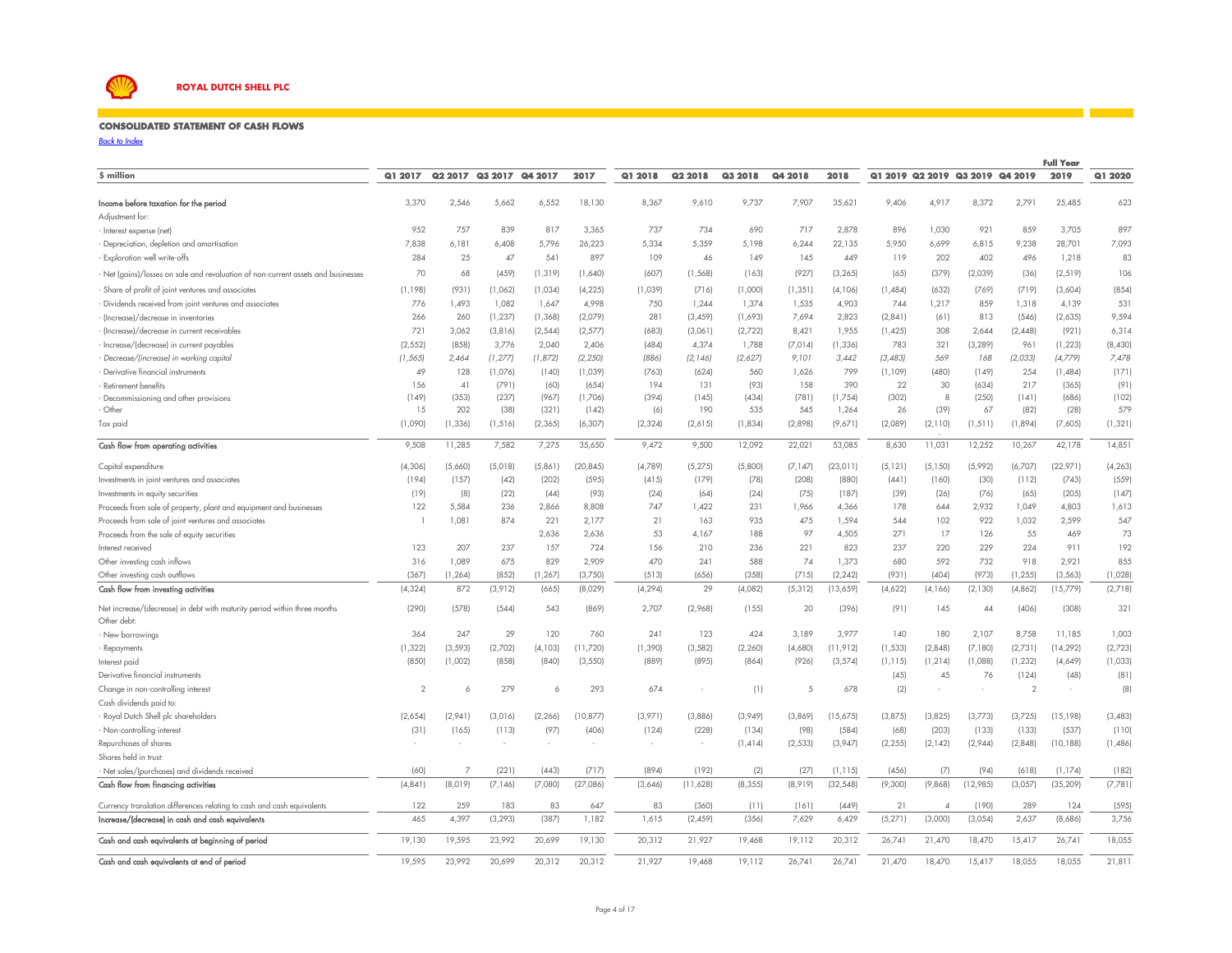**ROYAL DUTCH SHELL PLC**

## CONSOLIDATED STATEMENT OF CASH FLOWS

Back to Index

| $ million | Q1 2017 | Q2 2017 | Q3 2017 | Q4 2017 | 2017 | Q1 2018 | Q2 2018 | Q3 2018 | Q4 2018 | 2018 | Q1 2019 | Q2 2019 | Q3 2019 | Q4 2019 | Full Year 2019 | Q1 2020 |
|---|---|---|---|---|---|---|---|---|---|---|---|---|---|---|---|---|
| Income before taxation for the period | 3,370 | 2,546 | 5,662 | 6,552 | 18,130 | 8,367 | 9,610 | 9,737 | 7,907 | 35,621 | 9,406 | 4,917 | 8,372 | 2,791 | 25,485 | 623 |
| Adjustment for: | | | | | | | | | | | | | | | | |
| - Interest expense (net) | 952 | 757 | 839 | 817 | 3,365 | 737 | 734 | 690 | 717 | 2,878 | 896 | 1,030 | 921 | 859 | 3,705 | 897 |
| - Depreciation, depletion and amortisation | 7,838 | 6,181 | 6,408 | 5,796 | 26,223 | 5,334 | 5,359 | 5,198 | 6,244 | 22,135 | 5,950 | 6,699 | 6,815 | 9,238 | 28,701 | 7,093 |
| - Exploration well write-offs | 284 | 25 | 47 | 541 | 897 | 109 | 46 | 149 | 145 | 449 | 119 | 202 | 402 | 496 | 1,218 | 83 |
| - Net (gains)/losses on sale and revaluation of non-current assets and businesses | 70 | 68 | (459) | (1,319) | (1,640) | (607) | (1,568) | (163) | (927) | (3,265) | (65) | (379) | (2,039) | (36) | (2,519) | 106 |
| - Share of profit of joint ventures and associates | (1,198) | (931) | (1,062) | (1,034) | (4,225) | (1,039) | (716) | (1,000) | (1,351) | (4,106) | (1,484) | (632) | (769) | (719) | (3,604) | (854) |
| - Dividends received from joint ventures and associates | 776 | 1,493 | 1,082 | 1,647 | 4,998 | 750 | 1,244 | 1,374 | 1,535 | 4,903 | 744 | 1,217 | 859 | 1,318 | 4,139 | 531 |
| - (Increase)/decrease in inventories | 266 | 260 | (1,237) | (1,368) | (2,079) | 281 | (3,459) | (1,693) | 7,694 | 2,823 | (2,841) | (61) | 813 | (546) | (2,635) | 9,594 |
| - (Increase)/decrease in current receivables | 721 | 3,062 | (3,816) | (2,544) | (2,577) | (683) | (3,061) | (2,722) | 8,421 | 1,955 | (1,425) | 308 | 2,644 | (2,448) | (921) | 6,314 |
| - Increase/(decrease) in current payables | (2,552) | (858) | 3,776 | 2,040 | 2,406 | (484) | 4,374 | 1,788 | (7,014) | (1,336) | 783 | 321 | (3,289) | 961 | (1,223) | (8,430) |
| *- Decrease/(increase) in working capital* | *(1,565)* | *2,464* | *(1,277)* | *(1,872)* | *(2,250)* | *(886)* | *(2,146)* | *(2,627)* | *9,101* | *3,442* | *(3,483)* | *569* | *168* | *(2,033)* | *(4,779)* | *7,478* |
| - Derivative financial instruments | 49 | 128 | (1,076) | (140) | (1,039) | (763) | (624) | 560 | 1,626 | 799 | (1,109) | (480) | (149) | 254 | (1,484) | (171) |
| - Retirement benefits | 156 | 41 | (791) | (60) | (654) | 194 | 131 | (93) | 158 | 390 | 22 | 30 | (634) | 217 | (365) | (91) |
| - Decommissioning and other provisions | (149) | (353) | (237) | (967) | (1,706) | (394) | (145) | (434) | (781) | (1,754) | (302) | 8 | (250) | (141) | (686) | (102) |
| - Other | 15 | 202 | (38) | (321) | (142) | (6) | 190 | 535 | 545 | 1,264 | 26 | (39) | 67 | (82) | (28) | 579 |
| Tax paid | (1,090) | (1,336) | (1,516) | (2,365) | (6,307) | (2,324) | (2,615) | (1,834) | (2,898) | (9,671) | (2,089) | (2,110) | (1,511) | (1,894) | (7,605) | (1,321) |
| **Cash flow from operating activities** | 9,508 | 11,285 | 7,582 | 7,275 | 35,650 | 9,472 | 9,500 | 12,092 | 22,021 | 53,085 | 8,630 | 11,031 | 12,252 | 10,267 | 42,178 | 14,851 |
| Capital expenditure | (4,306) | (5,660) | (5,018) | (5,861) | (20,845) | (4,789) | (5,275) | (5,800) | (7,147) | (23,011) | (5,121) | (5,150) | (5,992) | (6,707) | (22,971) | (4,263) |
| Investments in joint ventures and associates | (194) | (157) | (42) | (202) | (595) | (415) | (179) | (78) | (208) | (880) | (441) | (160) | (30) | (112) | (743) | (559) |
| Investments in equity securities | (19) | (8) | (22) | (44) | (93) | (24) | (64) | (24) | (75) | (187) | (39) | (26) | (76) | (65) | (205) | (147) |
| Proceeds from sale of property, plant and equipment and businesses | 122 | 5,584 | 236 | 2,866 | 8,808 | 747 | 1,422 | 231 | 1,966 | 4,366 | 178 | 644 | 2,932 | 1,049 | 4,803 | 1,613 |
| Proceeds from sale of joint ventures and associates | 1 | 1,081 | 874 | 221 | 2,177 | 21 | 163 | 935 | 475 | 1,594 | 544 | 102 | 922 | 1,032 | 2,599 | 547 |
| Proceeds from the sale of equity securities | | | | 2,636 | 2,636 | 53 | 4,167 | 188 | 97 | 4,505 | 271 | 17 | 126 | 55 | 469 | 73 |
| Interest received | 123 | 207 | 237 | 157 | 724 | 156 | 210 | 236 | 221 | 823 | 237 | 220 | 229 | 224 | 911 | 192 |
| Other investing cash inflows | 316 | 1,089 | 675 | 829 | 2,909 | 470 | 241 | 588 | 74 | 1,373 | 680 | 592 | 732 | 918 | 2,921 | 855 |
| Other investing cash outflows | (367) | (1,264) | (852) | (1,267) | (3,750) | (513) | (656) | (358) | (715) | (2,242) | (931) | (404) | (973) | (1,255) | (3,563) | (1,028) |
| **Cash flow from investing activities** | (4,324) | 872 | (3,912) | (665) | (8,029) | (4,294) | 29 | (4,082) | (5,312) | (13,659) | (4,622) | (4,166) | (2,130) | (4,862) | (15,779) | (2,718) |
| Net increase/(decrease) in debt with maturity period within three months | (290) | (578) | (544) | 543 | (869) | 2,707 | (2,968) | (155) | 20 | (396) | (91) | 145 | 44 | (406) | (308) | 321 |
| Other debt: | | | | | | | | | | | | | | | | |
| - New borrowings | 364 | 247 | 29 | 120 | 760 | 241 | 123 | 424 | 3,189 | 3,977 | 140 | 180 | 2,107 | 8,758 | 11,185 | 1,003 |
| - Repayments | (1,322) | (3,593) | (2,702) | (4,103) | (11,720) | (1,390) | (3,582) | (2,260) | (4,680) | (11,912) | (1,533) | (2,848) | (7,180) | (2,731) | (14,292) | (2,723) |
| Interest paid | (850) | (1,002) | (858) | (840) | (3,550) | (889) | (895) | (864) | (926) | (3,574) | (1,115) | (1,214) | (1,088) | (1,232) | (4,649) | (1,033) |
| Derivative financial instruments | | | | | | | | | | | (45) | 45 | 76 | (124) | (48) | (81) |
| Change in non-controlling interest | 2 | 6 | 279 | 6 | 293 | 674 | - | (1) | 5 | 678 | (2) | - | - | 2 | - | (8) |
| Cash dividends paid to: | | | | | | | | | | | | | | | | |
| - Royal Dutch Shell plc shareholders | (2,654) | (2,941) | (3,016) | (2,266) | (10,877) | (3,971) | (3,886) | (3,949) | (3,869) | (15,675) | (3,875) | (3,825) | (3,773) | (3,725) | (15,198) | (3,483) |
| - Non-controlling interest | (31) | (165) | (113) | (97) | (406) | (124) | (228) | (134) | (98) | (584) | (68) | (203) | (133) | (133) | (537) | (110) |
| Repurchases of shares | - | - | - | - | - | - | - | (1,414) | (2,533) | (3,947) | (2,255) | (2,142) | (2,944) | (2,848) | (10,188) | (1,486) |
| Shares held in trust: | | | | | | | | | | | | | | | | |
| - Net sales/(purchases) and dividends received | (60) | 7 | (221) | (443) | (717) | (894) | (192) | (2) | (27) | (1,115) | (456) | (7) | (94) | (618) | (1,174) | (182) |
| **Cash flow from financing activities** | (4,841) | (8,019) | (7,146) | (7,080) | (27,086) | (3,646) | (11,628) | (8,355) | (8,919) | (32,548) | (9,300) | (9,868) | (12,985) | (3,057) | (35,209) | (7,781) |
| Currency translation differences relating to cash and cash equivalents | 122 | 259 | 183 | 83 | 647 | 83 | (360) | (11) | (161) | (449) | 21 | 4 | (190) | 289 | 124 | (595) |
| **Increase/(decrease) in cash and cash equivalents** | 465 | 4,397 | (3,293) | (387) | 1,182 | 1,615 | (2,459) | (356) | 7,629 | 6,429 | (5,271) | (3,000) | (3,054) | 2,637 | (8,686) | 3,756 |
| **Cash and cash equivalents at beginning of period** | 19,130 | 19,595 | 23,992 | 20,699 | 19,130 | 20,312 | 21,927 | 19,468 | 19,112 | 20,312 | 26,741 | 21,470 | 18,470 | 15,417 | 26,741 | 18,055 |
| **Cash and cash equivalents at end of period** | 19,595 | 23,992 | 20,699 | 20,312 | 20,312 | 21,927 | 19,468 | 19,112 | 26,741 | 26,741 | 21,470 | 18,470 | 15,417 | 18,055 | 18,055 | 21,811 |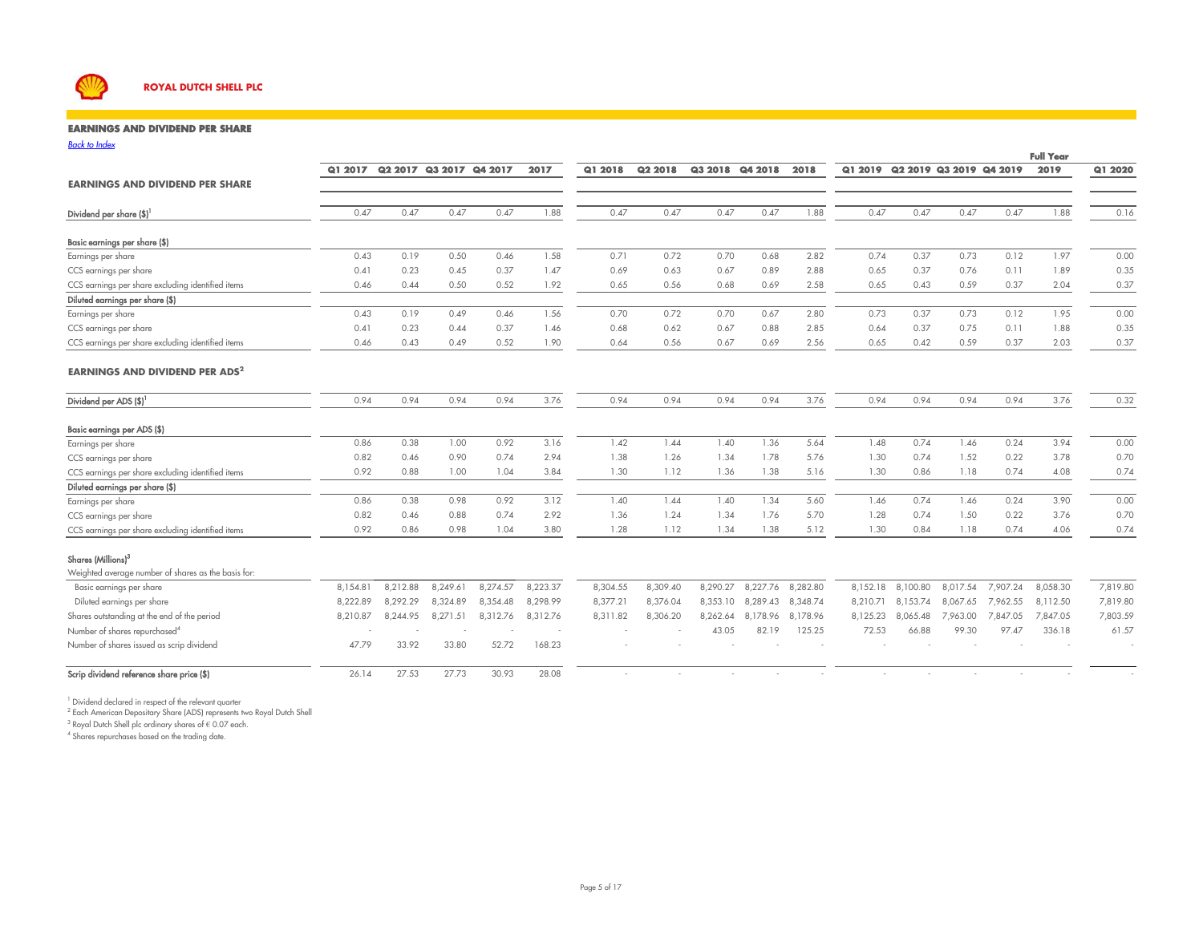**ROYAL DUTCH SHELL PLC**

## EARNINGS AND DIVIDEND PER SHARE

Back to Index

| | Q1 2017 | Q2 2017 | Q3 2017 | Q4 2017 | 2017 | Q1 2018 | Q2 2018 | Q3 2018 | Q4 2018 | 2018 | Q1 2019 | Q2 2019 | Q3 2019 | Q4 2019 | Full Year 2019 | Q1 2020 |
|---|---|---|---|---|---|---|---|---|---|---|---|---|---|---|---|---|
| **EARNINGS AND DIVIDEND PER SHARE** | | | | | | | | | | | | | | | | |
| Dividend per share ($)[1] | 0.47 | 0.47 | 0.47 | 0.47 | 1.88 | 0.47 | 0.47 | 0.47 | 0.47 | 1.88 | 0.47 | 0.47 | 0.47 | 0.47 | 1.88 | 0.16 |
| **Basic earnings per share ($)** | | | | | | | | | | | | | | | | |
| Earnings per share | 0.43 | 0.19 | 0.50 | 0.46 | 1.58 | 0.71 | 0.72 | 0.70 | 0.68 | 2.82 | 0.74 | 0.37 | 0.73 | 0.12 | 1.97 | 0.00 |
| CCS earnings per share | 0.41 | 0.23 | 0.45 | 0.37 | 1.47 | 0.69 | 0.63 | 0.67 | 0.89 | 2.88 | 0.65 | 0.37 | 0.76 | 0.11 | 1.89 | 0.35 |
| CCS earnings per share excluding identified items | 0.46 | 0.44 | 0.50 | 0.52 | 1.92 | 0.65 | 0.56 | 0.68 | 0.69 | 2.58 | 0.65 | 0.43 | 0.59 | 0.37 | 2.04 | 0.37 |
| **Diluted earnings per share ($)** | | | | | | | | | | | | | | | | |
| Earnings per share | 0.43 | 0.19 | 0.49 | 0.46 | 1.56 | 0.70 | 0.72 | 0.70 | 0.67 | 2.80 | 0.73 | 0.37 | 0.73 | 0.12 | 1.95 | 0.00 |
| CCS earnings per share | 0.41 | 0.23 | 0.44 | 0.37 | 1.46 | 0.68 | 0.62 | 0.67 | 0.88 | 2.85 | 0.64 | 0.37 | 0.75 | 0.11 | 1.88 | 0.35 |
| CCS earnings per share excluding identified items | 0.46 | 0.43 | 0.49 | 0.52 | 1.90 | 0.64 | 0.56 | 0.67 | 0.69 | 2.56 | 0.65 | 0.42 | 0.59 | 0.37 | 2.03 | 0.37 |
| **EARNINGS AND DIVIDEND PER ADS[2]** | | | | | | | | | | | | | | | | |
| Dividend per ADS ($)[1] | 0.94 | 0.94 | 0.94 | 0.94 | 3.76 | 0.94 | 0.94 | 0.94 | 0.94 | 3.76 | 0.94 | 0.94 | 0.94 | 0.94 | 3.76 | 0.32 |
| **Basic earnings per ADS ($)** | | | | | | | | | | | | | | | | |
| Earnings per share | 0.86 | 0.38 | 1.00 | 0.92 | 3.16 | 1.42 | 1.44 | 1.40 | 1.36 | 5.64 | 1.48 | 0.74 | 1.46 | 0.24 | 3.94 | 0.00 |
| CCS earnings per share | 0.82 | 0.46 | 0.90 | 0.74 | 2.94 | 1.38 | 1.26 | 1.34 | 1.78 | 5.76 | 1.30 | 0.74 | 1.52 | 0.22 | 3.78 | 0.70 |
| CCS earnings per share excluding identified items | 0.92 | 0.88 | 1.00 | 1.04 | 3.84 | 1.30 | 1.12 | 1.36 | 1.38 | 5.16 | 1.30 | 0.86 | 1.18 | 0.74 | 4.08 | 0.74 |
| **Diluted earnings per share ($)** | | | | | | | | | | | | | | | | |
| Earnings per share | 0.86 | 0.38 | 0.98 | 0.92 | 3.12 | 1.40 | 1.44 | 1.40 | 1.34 | 5.60 | 1.46 | 0.74 | 1.46 | 0.24 | 3.90 | 0.00 |
| CCS earnings per share | 0.82 | 0.46 | 0.88 | 0.74 | 2.92 | 1.36 | 1.24 | 1.34 | 1.76 | 5.70 | 1.28 | 0.74 | 1.50 | 0.22 | 3.76 | 0.70 |
| CCS earnings per share excluding identified items | 0.92 | 0.86 | 0.98 | 1.04 | 3.80 | 1.28 | 1.12 | 1.34 | 1.38 | 5.12 | 1.30 | 0.84 | 1.18 | 0.74 | 4.06 | 0.74 |
| **Shares (Millions)[3]** | | | | | | | | | | | | | | | | |
| Weighted average number of shares as the basis for: | | | | | | | | | | | | | | | | |
| Basic earnings per share | 8,154.81 | 8,212.88 | 8,249.61 | 8,274.57 | 8,223.37 | 8,304.55 | 8,309.40 | 8,290.27 | 8,227.76 | 8,282.80 | 8,152.18 | 8,100.80 | 8,017.54 | 7,907.24 | 8,058.30 | 7,819.80 |
| Diluted earnings per share | 8,222.89 | 8,292.29 | 8,324.89 | 8,354.48 | 8,298.99 | 8,377.21 | 8,376.04 | 8,353.10 | 8,289.43 | 8,348.74 | 8,210.71 | 8,153.74 | 8,067.65 | 7,962.55 | 8,112.50 | 7,819.80 |
| Shares outstanding at the end of the period | 8,210.87 | 8,244.95 | 8,271.51 | 8,312.76 | 8,312.76 | 8,311.82 | 8,306.20 | 8,262.64 | 8,178.96 | 8,178.96 | 8,125.23 | 8,065.48 | 7,963.00 | 7,847.05 | 7,847.05 | 7,803.59 |
| Number of shares repurchased[4] | - | - | - | - | - | - | - | 43.05 | 82.19 | 125.25 | 72.53 | 66.88 | 99.30 | 97.47 | 336.18 | 61.57 |
| Number of shares issued as scrip dividend | 47.79 | 33.92 | 33.80 | 52.72 | 168.23 | - | - | - | - | - | - | - | - | - | - | - |
| Scrip dividend reference share price ($) | 26.14 | 27.53 | 27.73 | 30.93 | 28.08 | - | - | - | - | - | - | - | - | - | - | - |

[1] Dividend declared in respect of the relevant quarter

[2] Each American Depositary Share (ADS) represents two Royal Dutch Shell

[3] Royal Dutch Shell plc ordinary shares of € 0.07 each.

[4] Shares repurchases based on the trading date.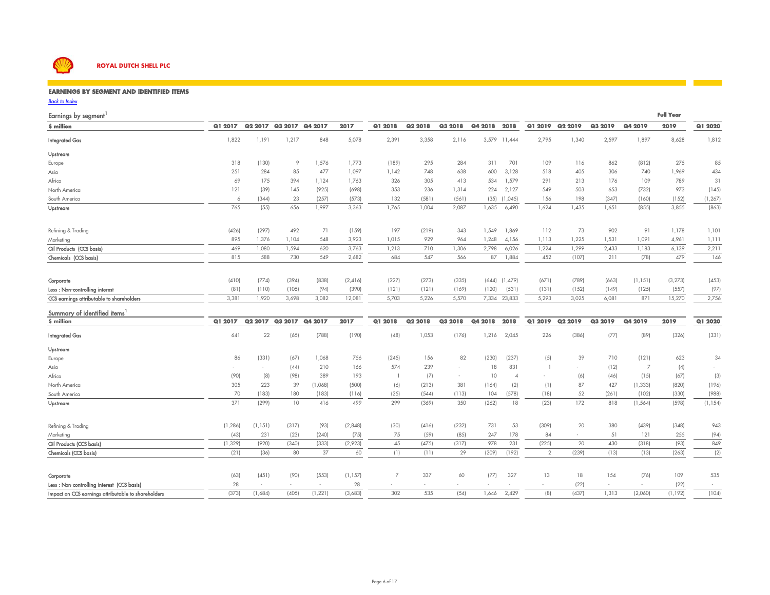**ROYAL DUTCH SHELL PLC**

### EARNINGS BY SEGMENT AND IDENTIFIED ITEMS

*Back to Index*

Earnings by segment[1]

| $ million | Q1 2017 | Q2 2017 | Q3 2017 | Q4 2017 | 2017 | Q1 2018 | Q2 2018 | Q3 2018 | Q4 2018 | 2018 | Q1 2019 | Q2 2019 | Q3 2019 | Q4 2019 | Full Year 2019 | Q1 2020 |
|---|---|---|---|---|---|---|---|---|---|---|---|---|---|---|---|---|
| Integrated Gas | 1,822 | 1,191 | 1,217 | 848 | 5,078 | 2,391 | 3,358 | 2,116 | 3,579 | 11,444 | 2,795 | 1,340 | 2,597 | 1,897 | 8,628 | 1,812 |
| Upstream | | | | | | | | | | | | | | | | |
| Europe | 318 | (130) | 9 | 1,576 | 1,773 | (189) | 295 | 284 | 311 | 701 | 109 | 116 | 862 | (812) | 275 | 85 |
| Asia | 251 | 284 | 85 | 477 | 1,097 | 1,142 | 748 | 638 | 600 | 3,128 | 518 | 405 | 306 | 740 | 1,969 | 434 |
| Africa | 69 | 175 | 394 | 1,124 | 1,763 | 326 | 305 | 413 | 534 | 1,579 | 291 | 213 | 176 | 109 | 789 | 31 |
| North America | 121 | (39) | 145 | (925) | (698) | 353 | 236 | 1,314 | 224 | 2,127 | 549 | 503 | 653 | (732) | 973 | (145) |
| South America | 6 | (344) | 23 | (257) | (573) | 132 | (581) | (561) | (35) | (1,045) | 156 | 198 | (347) | (160) | (152) | (1,267) |
| Upstream | 765 | (55) | 656 | 1,997 | 3,363 | 1,765 | 1,004 | 2,087 | 1,635 | 6,490 | 1,624 | 1,435 | 1,651 | (855) | 3,855 | (863) |
| Refining & Trading | (426) | (297) | 492 | 71 | (159) | 197 | (219) | 343 | 1,549 | 1,869 | 112 | 73 | 902 | 91 | 1,178 | 1,101 |
| Marketing | 895 | 1,376 | 1,104 | 548 | 3,923 | 1,015 | 929 | 964 | 1,248 | 4,156 | 1,113 | 1,225 | 1,531 | 1,091 | 4,961 | 1,111 |
| Oil Products (CCS basis) | 469 | 1,080 | 1,594 | 620 | 3,763 | 1,213 | 710 | 1,306 | 2,798 | 6,026 | 1,224 | 1,299 | 2,433 | 1,183 | 6,139 | 2,211 |
| Chemicals (CCS basis) | 815 | 588 | 730 | 549 | 2,682 | 684 | 547 | 566 | 87 | 1,884 | 452 | (107) | 211 | (78) | 479 | 146 |
| Corporate | (410) | (774) | (394) | (838) | (2,416) | (227) | (273) | (335) | (644) | (1,479) | (671) | (789) | (663) | (1,151) | (3,273) | (453) |
| Less : Non-controlling interest | (81) | (110) | (105) | (94) | (390) | (121) | (121) | (169) | (120) | (531) | (131) | (152) | (149) | (125) | (557) | (97) |
| CCS earnings attributable to shareholders | 3,381 | 1,920 | 3,698 | 3,082 | 12,081 | 5,703 | 5,226 | 5,570 | 7,334 | 23,833 | 5,293 | 3,025 | 6,081 | 871 | 15,270 | 2,756 |

Summary of identified items[1]

| $ million | Q1 2017 | Q2 2017 | Q3 2017 | Q4 2017 | 2017 | Q1 2018 | Q2 2018 | Q3 2018 | Q4 2018 | 2018 | Q1 2019 | Q2 2019 | Q3 2019 | Q4 2019 | 2019 | Q1 2020 |
|---|---|---|---|---|---|---|---|---|---|---|---|---|---|---|---|---|
| Integrated Gas | 641 | 22 | (65) | (788) | (190) | (48) | 1,053 | (176) | 1,216 | 2,045 | 226 | (386) | (77) | (89) | (326) | (331) |
| Upstream | | | | | | | | | | | | | | | | |
| Europe | 86 | (331) | (67) | 1,068 | 756 | (245) | 156 | 82 | (230) | (237) | (5) | 39 | 710 | (121) | 623 | 34 |
| Asia | - | - | (44) | 210 | 166 | 574 | 239 | - | 18 | 831 | 1 | - | (12) | 7 | (4) | - |
| Africa | (90) | (8) | (98) | 389 | 193 | 1 | (7) | - | 10 | 4 | - | (6) | (46) | (15) | (67) | (3) |
| North America | 305 | 223 | 39 | (1,068) | (500) | (6) | (213) | 381 | (164) | (2) | (1) | 87 | 427 | (1,333) | (820) | (196) |
| South America | 70 | (183) | 180 | (183) | (116) | (25) | (544) | (113) | 104 | (578) | (18) | 52 | (261) | (102) | (330) | (988) |
| Upstream | 371 | (299) | 10 | 416 | 499 | 299 | (369) | 350 | (262) | 18 | (23) | 172 | 818 | (1,564) | (598) | (1,154) |
| Refining & Trading | (1,286) | (1,151) | (317) | (93) | (2,848) | (30) | (416) | (232) | 731 | 53 | (309) | 20 | 380 | (439) | (348) | 943 |
| Marketing | (43) | 231 | (23) | (240) | (75) | 75 | (59) | (85) | 247 | 178 | 84 | - | 51 | 121 | 255 | (94) |
| Oil Products (CCS basis) | (1,329) | (920) | (340) | (333) | (2,923) | 45 | (475) | (317) | 978 | 231 | (225) | 20 | 430 | (318) | (93) | 849 |
| Chemicals (CCS basis) | (21) | (36) | 80 | 37 | 60 | (1) | (11) | 29 | (209) | (192) | 2 | (239) | (13) | (13) | (263) | (2) |
| Corporate | (63) | (451) | (90) | (553) | (1,157) | 7 | 337 | 60 | (77) | 327 | 13 | 18 | 154 | (76) | 109 | 535 |
| Less : Non-controlling interest (CCS basis) | 28 | - | - | - | 28 | - | - | - | - | - | - | (22) | - | - | (22) | - |
| Impact on CCS earnings attributable to shareholders | (373) | (1,684) | (405) | (1,221) | (3,683) | 302 | 535 | (54) | 1,646 | 2,429 | (8) | (437) | 1,313 | (2,060) | (1,192) | (104) |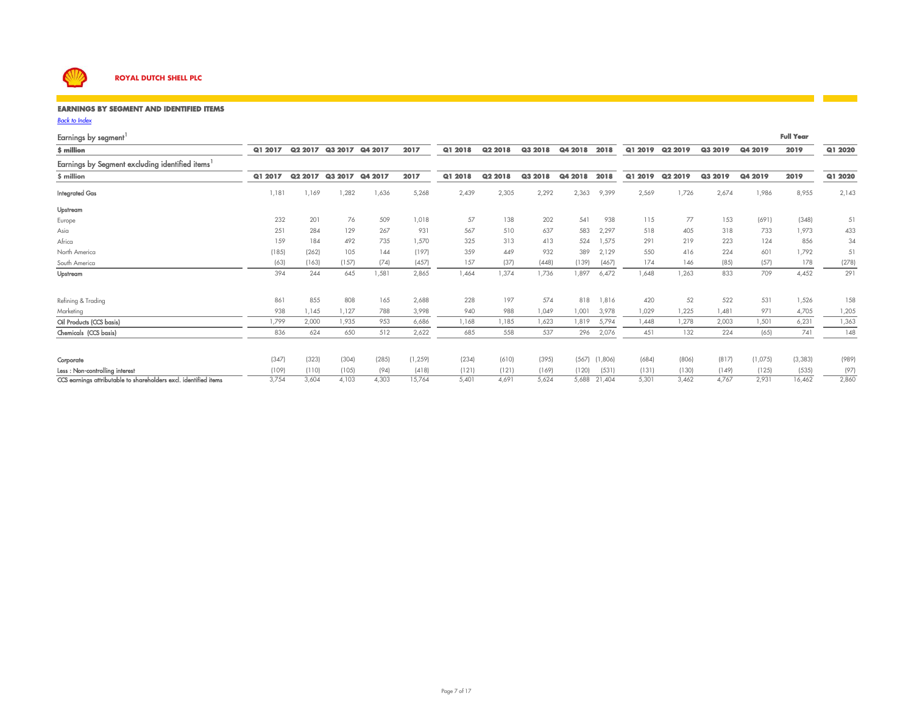**ROYAL DUTCH SHELL PLC**

### EARNINGS BY SEGMENT AND IDENTIFIED ITEMS

Back to Index

Earnings by segment[1]

| $ million | Q1 2017 | Q2 2017 | Q3 2017 | Q4 2017 | 2017 | Q1 2018 | Q2 2018 | Q3 2018 | Q4 2018 | 2018 | Q1 2019 | Q2 2019 | Q3 2019 | Q4 2019 | Full Year 2019 | Q1 2020 |
|---|---|---|---|---|---|---|---|---|---|---|---|---|---|---|---|---|
| **Earnings by Segment excluding identified items[1]** | | | | | | | | | | | | | | | | |
| **$ million** | **Q1 2017** | **Q2 2017** | **Q3 2017** | **Q4 2017** | **2017** | **Q1 2018** | **Q2 2018** | **Q3 2018** | **Q4 2018** | **2018** | **Q1 2019** | **Q2 2019** | **Q3 2019** | **Q4 2019** | **2019** | **Q1 2020** |
| Integrated Gas | 1,181 | 1,169 | 1,282 | 1,636 | 5,268 | 2,439 | 2,305 | 2,292 | 2,363 | 9,399 | 2,569 | 1,726 | 2,674 | 1,986 | 8,955 | 2,143 |
| Upstream | | | | | | | | | | | | | | | | |
| Europe | 232 | 201 | 76 | 509 | 1,018 | 57 | 138 | 202 | 541 | 938 | 115 | 77 | 153 | (691) | (348) | 51 |
| Asia | 251 | 284 | 129 | 267 | 931 | 567 | 510 | 637 | 583 | 2,297 | 518 | 405 | 318 | 733 | 1,973 | 433 |
| Africa | 159 | 184 | 492 | 735 | 1,570 | 325 | 313 | 413 | 524 | 1,575 | 291 | 219 | 223 | 124 | 856 | 34 |
| North America | (185) | (262) | 105 | 144 | (197) | 359 | 449 | 932 | 389 | 2,129 | 550 | 416 | 224 | 601 | 1,792 | 51 |
| South America | (63) | (163) | (157) | (74) | (457) | 157 | (37) | (448) | (139) | (467) | 174 | 146 | (85) | (57) | 178 | (278) |
| Upstream | 394 | 244 | 645 | 1,581 | 2,865 | 1,464 | 1,374 | 1,736 | 1,897 | 6,472 | 1,648 | 1,263 | 833 | 709 | 4,452 | 291 |
| Refining & Trading | 861 | 855 | 808 | 165 | 2,688 | 228 | 197 | 574 | 818 | 1,816 | 420 | 52 | 522 | 531 | 1,526 | 158 |
| Marketing | 938 | 1,145 | 1,127 | 788 | 3,998 | 940 | 988 | 1,049 | 1,001 | 3,978 | 1,029 | 1,225 | 1,481 | 971 | 4,705 | 1,205 |
| Oil Products (CCS basis) | 1,799 | 2,000 | 1,935 | 953 | 6,686 | 1,168 | 1,185 | 1,623 | 1,819 | 5,794 | 1,448 | 1,278 | 2,003 | 1,501 | 6,231 | 1,363 |
| Chemicals (CCS basis) | 836 | 624 | 650 | 512 | 2,622 | 685 | 558 | 537 | 296 | 2,076 | 451 | 132 | 224 | (65) | 741 | 148 |
| Corporate | (347) | (323) | (304) | (285) | (1,259) | (234) | (610) | (395) | (567) | (1,806) | (684) | (806) | (817) | (1,075) | (3,383) | (989) |
| Less : Non-controlling interest | (109) | (110) | (105) | (94) | (418) | (121) | (121) | (169) | (120) | (531) | (131) | (130) | (149) | (125) | (535) | (97) |
| CCS earnings attributable to shareholders excl. identified items | 3,754 | 3,604 | 4,103 | 4,303 | 15,764 | 5,401 | 4,691 | 5,624 | 5,688 | 21,404 | 5,301 | 3,462 | 4,767 | 2,931 | 16,462 | 2,860 |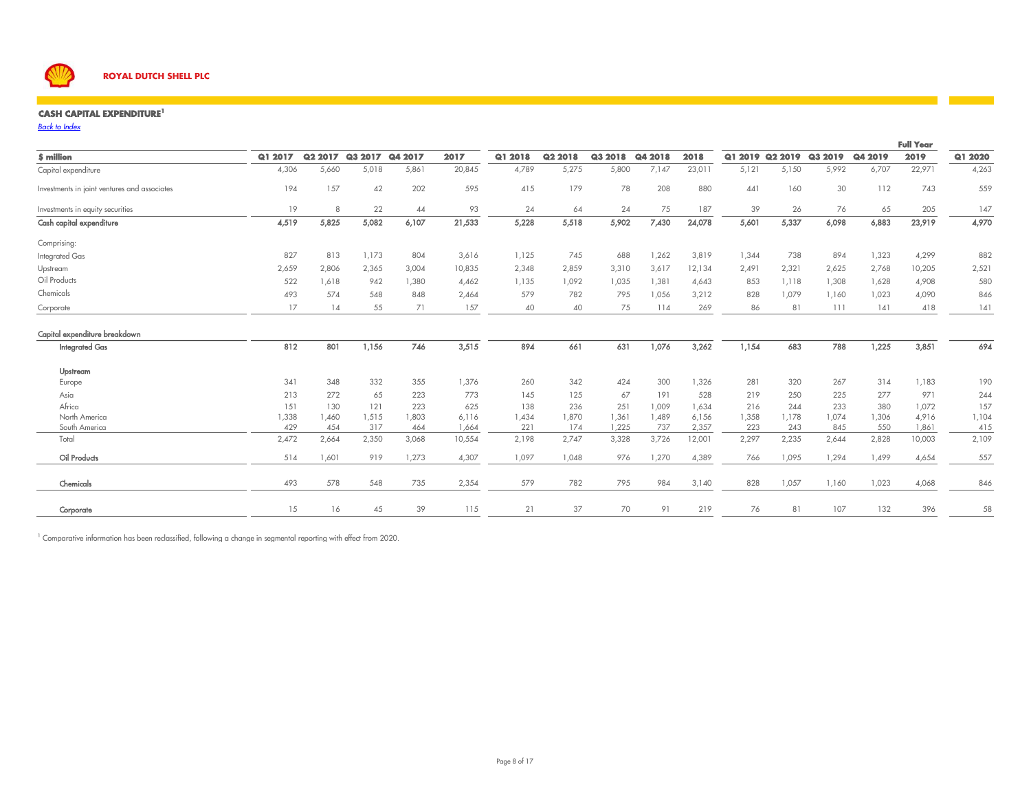**ROYAL DUTCH SHELL PLC**

## CASH CAPITAL EXPENDITURE[1]

Back to Index

| $ million | Q1 2017 | Q2 2017 | Q3 2017 | Q4 2017 | 2017 | Q1 2018 | Q2 2018 | Q3 2018 | Q4 2018 | 2018 | Q1 2019 | Q2 2019 | Q3 2019 | Q4 2019 | Full Year 2019 | Q1 2020 |
|---|---|---|---|---|---|---|---|---|---|---|---|---|---|---|---|---|
| Capital expenditure | 4,306 | 5,660 | 5,018 | 5,861 | 20,845 | 4,789 | 5,275 | 5,800 | 7,147 | 23,011 | 5,121 | 5,150 | 5,992 | 6,707 | 22,971 | 4,263 |
| Investments in joint ventures and associates | 194 | 157 | 42 | 202 | 595 | 415 | 179 | 78 | 208 | 880 | 441 | 160 | 30 | 112 | 743 | 559 |
| Investments in equity securities | 19 | 8 | 22 | 44 | 93 | 24 | 64 | 24 | 75 | 187 | 39 | 26 | 76 | 65 | 205 | 147 |
| **Cash capital expenditure** | **4,519** | **5,825** | **5,082** | **6,107** | **21,533** | **5,228** | **5,518** | **5,902** | **7,430** | **24,078** | **5,601** | **5,337** | **6,098** | **6,883** | **23,919** | **4,970** |
| Comprising: | | | | | | | | | | | | | | | | |
| Integrated Gas | 827 | 813 | 1,173 | 804 | 3,616 | 1,125 | 745 | 688 | 1,262 | 3,819 | 1,344 | 738 | 894 | 1,323 | 4,299 | 882 |
| Upstream | 2,659 | 2,806 | 2,365 | 3,004 | 10,835 | 2,348 | 2,859 | 3,310 | 3,617 | 12,134 | 2,491 | 2,321 | 2,625 | 2,768 | 10,205 | 2,521 |
| Oil Products | 522 | 1,618 | 942 | 1,380 | 4,462 | 1,135 | 1,092 | 1,035 | 1,381 | 4,643 | 853 | 1,118 | 1,308 | 1,628 | 4,908 | 580 |
| Chemicals | 493 | 574 | 548 | 848 | 2,464 | 579 | 782 | 795 | 1,056 | 3,212 | 828 | 1,079 | 1,160 | 1,023 | 4,090 | 846 |
| Corporate | 17 | 14 | 55 | 71 | 157 | 40 | 40 | 75 | 114 | 269 | 86 | 81 | 111 | 141 | 418 | 141 |
| **Capital expenditure breakdown** | | | | | | | | | | | | | | | | |
| **Integrated Gas** | **812** | **801** | **1,156** | **746** | **3,515** | **894** | **661** | **631** | **1,076** | **3,262** | **1,154** | **683** | **788** | **1,225** | **3,851** | **694** |
| **Upstream** | | | | | | | | | | | | | | | | |
| Europe | 341 | 348 | 332 | 355 | 1,376 | 260 | 342 | 424 | 300 | 1,326 | 281 | 320 | 267 | 314 | 1,183 | 190 |
| Asia | 213 | 272 | 65 | 223 | 773 | 145 | 125 | 67 | 191 | 528 | 219 | 250 | 225 | 277 | 971 | 244 |
| Africa | 151 | 130 | 121 | 223 | 625 | 138 | 236 | 251 | 1,009 | 1,634 | 216 | 244 | 233 | 380 | 1,072 | 157 |
| North America | 1,338 | 1,460 | 1,515 | 1,803 | 6,116 | 1,434 | 1,870 | 1,361 | 1,489 | 6,156 | 1,358 | 1,178 | 1,074 | 1,306 | 4,916 | 1,104 |
| South America | 429 | 454 | 317 | 464 | 1,664 | 221 | 174 | 1,225 | 737 | 2,357 | 223 | 243 | 845 | 550 | 1,861 | 415 |
| Total | 2,472 | 2,664 | 2,350 | 3,068 | 10,554 | 2,198 | 2,747 | 3,328 | 3,726 | 12,001 | 2,297 | 2,235 | 2,644 | 2,828 | 10,003 | 2,109 |
| **Oil Products** | 514 | 1,601 | 919 | 1,273 | 4,307 | 1,097 | 1,048 | 976 | 1,270 | 4,389 | 766 | 1,095 | 1,294 | 1,499 | 4,654 | 557 |
| **Chemicals** | 493 | 578 | 548 | 735 | 2,354 | 579 | 782 | 795 | 984 | 3,140 | 828 | 1,057 | 1,160 | 1,023 | 4,068 | 846 |
| **Corporate** | 15 | 16 | 45 | 39 | 115 | 21 | 37 | 70 | 91 | 219 | 76 | 81 | 107 | 132 | 396 | 58 |

[1] Comparative information has been reclassified, following a change in segmental reporting with effect from 2020.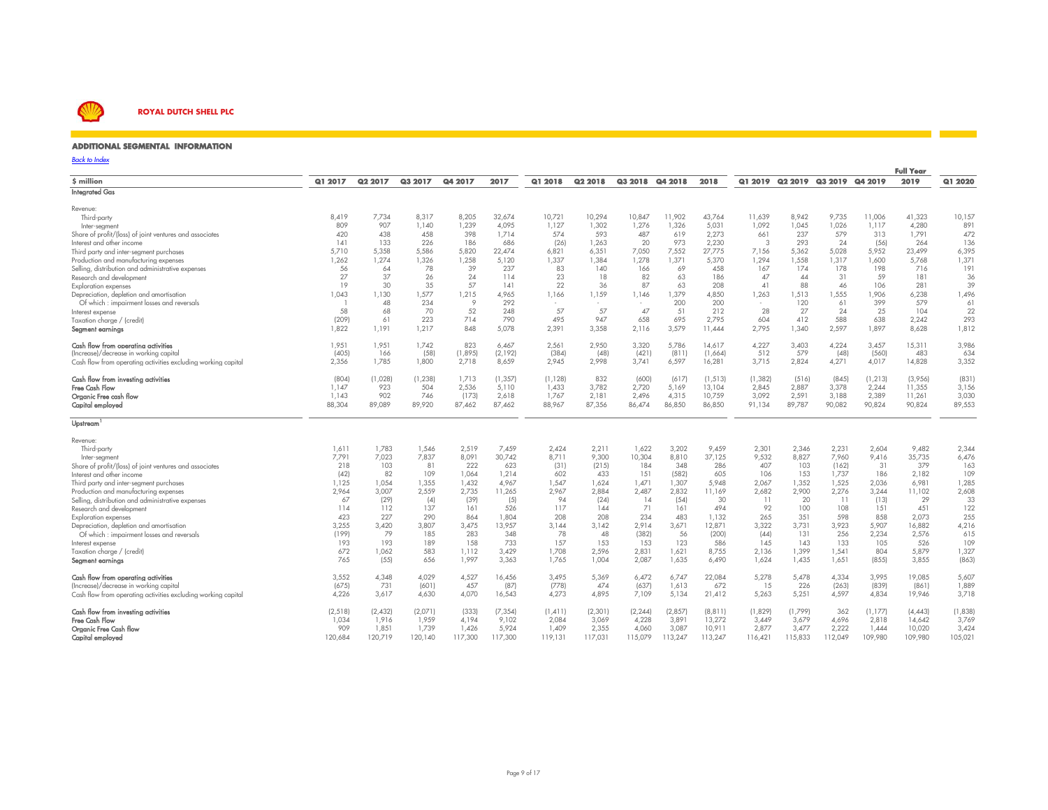**ROYAL DUTCH SHELL PLC**

## ADDITIONAL SEGMENTAL INFORMATION

*Back to Index*

| $ million | Q1 2017 | Q2 2017 | Q3 2017 | Q4 2017 | 2017 | Q1 2018 | Q2 2018 | Q3 2018 | Q4 2018 | 2018 | Q1 2019 | Q2 2019 | Q3 2019 | Q4 2019 | Full Year 2019 | Q1 2020 |
|---|---|---|---|---|---|---|---|---|---|---|---|---|---|---|---|---|
| **Integrated Gas** | | | | | | | | | | | | | | | | |
| Revenue: | | | | | | | | | | | | | | | | |
| Third-party | 8,419 | 7,734 | 8,317 | 8,205 | 32,674 | 10,721 | 10,294 | 10,847 | 11,902 | 43,764 | 11,639 | 8,942 | 9,735 | 11,006 | 41,323 | 10,157 |
| Inter-segment | 809 | 907 | 1,140 | 1,239 | 4,095 | 1,127 | 1,302 | 1,276 | 1,326 | 5,031 | 1,092 | 1,045 | 1,026 | 1,117 | 4,280 | 891 |
| Share of profit/(loss) of joint ventures and associates | 420 | 438 | 458 | 398 | 1,714 | 574 | 593 | 487 | 619 | 2,273 | 661 | 237 | 579 | 313 | 1,791 | 472 |
| Interest and other income | 141 | 133 | 226 | 186 | 686 | (26) | 1,263 | 20 | 973 | 2,230 | 3 | 293 | 24 | (56) | 264 | 136 |
| Third party and inter-segment purchases | 5,710 | 5,358 | 5,586 | 5,820 | 22,474 | 6,821 | 6,351 | 7,050 | 7,552 | 27,775 | 7,156 | 5,362 | 5,028 | 5,952 | 23,499 | 6,395 |
| Production and manufacturing expenses | 1,262 | 1,274 | 1,326 | 1,258 | 5,120 | 1,337 | 1,384 | 1,278 | 1,371 | 5,370 | 1,294 | 1,558 | 1,317 | 1,600 | 5,768 | 1,371 |
| Selling, distribution and administrative expenses | 56 | 64 | 78 | 39 | 237 | 83 | 140 | 166 | 69 | 458 | 167 | 174 | 178 | 198 | 716 | 191 |
| Research and development | 27 | 37 | 26 | 24 | 114 | 23 | 18 | 82 | 63 | 186 | 47 | 44 | 31 | 59 | 181 | 36 |
| Exploration expenses | 19 | 30 | 35 | 57 | 141 | 22 | 36 | 87 | 63 | 208 | 41 | 88 | 46 | 106 | 281 | 39 |
| Depreciation, depletion and amortisation | 1,043 | 1,130 | 1,577 | 1,215 | 4,965 | 1,166 | 1,159 | 1,146 | 1,379 | 4,850 | 1,263 | 1,513 | 1,555 | 1,906 | 6,238 | 1,496 |
| Of which : impairment losses and reversals | 1 | 48 | 234 | 9 | 292 | - | - | - | 200 | 200 | - | 120 | 61 | 399 | 579 | 61 |
| Interest expense | 58 | 68 | 70 | 52 | 248 | 57 | 57 | 47 | 51 | 212 | 28 | 27 | 24 | 25 | 104 | 22 |
| Taxation charge / (credit) | (209) | 61 | 223 | 714 | 790 | 495 | 947 | 658 | 695 | 2,795 | 604 | 412 | 588 | 638 | 2,242 | 293 |
| **Segment earnings** | 1,822 | 1,191 | 1,217 | 848 | 5,078 | 2,391 | 3,358 | 2,116 | 3,579 | 11,444 | 2,795 | 1,340 | 2,597 | 1,897 | 8,628 | 1,812 |
| | | | | | | | | | | | | | | | | |
| Cash flow from operating activities | 1,951 | 1,951 | 1,742 | 823 | 6,467 | 2,561 | 2,950 | 3,320 | 5,786 | 14,617 | 4,227 | 3,403 | 4,224 | 3,457 | 15,311 | 3,986 |
| (Increase)/decrease in working capital | (405) | 166 | (58) | (1,895) | (2,192) | (384) | (48) | (421) | (811) | (1,664) | 512 | 579 | (48) | (560) | 483 | 634 |
| Cash flow from operating activities excluding working capital | 2,356 | 1,785 | 1,800 | 2,718 | 8,659 | 2,945 | 2,998 | 3,741 | 6,597 | 16,281 | 3,715 | 2,824 | 4,271 | 4,017 | 14,828 | 3,352 |
| | | | | | | | | | | | | | | | | |
| Cash flow from investing activities | (804) | (1,028) | (1,238) | 1,713 | (1,357) | (1,128) | 832 | (600) | (617) | (1,513) | (1,382) | (516) | (845) | (1,213) | (3,956) | (831) |
| **Free Cash Flow** | 1,147 | 923 | 504 | 2,536 | 5,110 | 1,433 | 3,782 | 2,720 | 5,169 | 13,104 | 2,845 | 2,887 | 3,378 | 2,244 | 11,355 | 3,156 |
| **Organic Free cash flow** | 1,143 | 902 | 746 | (173) | 2,618 | 1,767 | 2,181 | 2,496 | 4,315 | 10,759 | 3,092 | 2,591 | 3,188 | 2,389 | 11,261 | 3,030 |
| **Capital employed** | 88,304 | 89,089 | 89,920 | 87,462 | 87,462 | 88,967 | 87,356 | 86,474 | 86,850 | 86,850 | 91,134 | 89,787 | 90,082 | 90,824 | 90,824 | 89,553 |
| | | | | | | | | | | | | | | | | |
| **Upstream**[1] | | | | | | | | | | | | | | | | |
| Revenue: | | | | | | | | | | | | | | | | |
| Third-party | 1,611 | 1,783 | 1,546 | 2,519 | 7,459 | 2,424 | 2,211 | 1,622 | 3,202 | 9,459 | 2,301 | 2,346 | 2,231 | 2,604 | 9,482 | 2,344 |
| Inter-segment | 7,791 | 7,023 | 7,837 | 8,091 | 30,742 | 8,711 | 9,300 | 10,304 | 8,810 | 37,125 | 9,532 | 8,827 | 7,960 | 9,416 | 35,735 | 6,476 |
| Share of profit/(loss) of joint ventures and associates | 218 | 103 | 81 | 222 | 623 | (31) | (215) | 184 | 348 | 286 | 407 | 103 | (162) | 31 | 379 | 163 |
| Interest and other income | (42) | 82 | 109 | 1,064 | 1,214 | 602 | 433 | 151 | (582) | 605 | 106 | 153 | 1,737 | 186 | 2,182 | 109 |
| Third party and inter-segment purchases | 1,125 | 1,054 | 1,355 | 1,432 | 4,967 | 1,547 | 1,624 | 1,471 | 1,307 | 5,948 | 2,067 | 1,352 | 1,525 | 2,036 | 6,981 | 1,285 |
| Production and manufacturing expenses | 2,964 | 3,007 | 2,559 | 2,735 | 11,265 | 2,967 | 2,884 | 2,487 | 2,832 | 11,169 | 2,682 | 2,900 | 2,276 | 3,244 | 11,102 | 2,608 |
| Selling, distribution and administrative expenses | 67 | (29) | (4) | (39) | (5) | 94 | (24) | 14 | (54) | 30 | 11 | 20 | 11 | (13) | 29 | 33 |
| Research and development | 114 | 112 | 137 | 161 | 526 | 117 | 144 | 71 | 161 | 494 | 92 | 100 | 108 | 151 | 451 | 122 |
| Exploration expenses | 423 | 227 | 290 | 864 | 1,804 | 208 | 208 | 234 | 483 | 1,132 | 265 | 351 | 598 | 858 | 2,073 | 255 |
| Depreciation, depletion and amortisation | 3,255 | 3,420 | 3,807 | 3,475 | 13,957 | 3,144 | 3,142 | 2,914 | 3,671 | 12,871 | 3,322 | 3,731 | 3,923 | 5,907 | 16,882 | 4,216 |
| Of which : impairment losses and reversals | (199) | 79 | 185 | 283 | 348 | 78 | 48 | (382) | 56 | (200) | (44) | 131 | 256 | 2,234 | 2,576 | 615 |
| Interest expense | 193 | 193 | 189 | 158 | 733 | 157 | 153 | 153 | 123 | 586 | 145 | 143 | 133 | 105 | 526 | 109 |
| Taxation charge / (credit) | 672 | 1,062 | 583 | 1,112 | 3,429 | 1,708 | 2,596 | 2,831 | 1,621 | 8,755 | 2,136 | 1,399 | 1,541 | 804 | 5,879 | 1,327 |
| **Segment earnings** | 765 | (55) | 656 | 1,997 | 3,363 | 1,765 | 1,004 | 2,087 | 1,635 | 6,490 | 1,624 | 1,435 | 1,651 | (855) | 3,855 | (863) |
| | | | | | | | | | | | | | | | | |
| Cash flow from operating activities | 3,552 | 4,348 | 4,029 | 4,527 | 16,456 | 3,495 | 5,369 | 6,472 | 6,747 | 22,084 | 5,278 | 5,478 | 4,334 | 3,995 | 19,085 | 5,607 |
| (Increase)/decrease in working capital | (675) | 731 | (601) | 457 | (87) | (778) | 474 | (637) | 1,613 | 672 | 15 | 226 | (263) | (839) | (861) | 1,889 |
| Cash flow from operating activities excluding working capital | 4,226 | 3,617 | 4,630 | 4,070 | 16,543 | 4,273 | 4,895 | 7,109 | 5,134 | 21,412 | 5,263 | 5,251 | 4,597 | 4,834 | 19,946 | 3,718 |
| | | | | | | | | | | | | | | | | |
| Cash flow from investing activities | (2,518) | (2,432) | (2,071) | (333) | (7,354) | (1,411) | (2,301) | (2,244) | (2,857) | (8,811) | (1,829) | (1,799) | 362 | (1,177) | (4,443) | (1,838) |
| **Free Cash Flow** | 1,034 | 1,916 | 1,959 | 4,194 | 9,102 | 2,084 | 3,069 | 4,228 | 3,891 | 13,272 | 3,449 | 3,679 | 4,696 | 2,818 | 14,642 | 3,769 |
| **Organic Free Cash flow** | 909 | 1,851 | 1,739 | 1,426 | 5,924 | 1,409 | 2,355 | 4,060 | 3,087 | 10,911 | 2,877 | 3,477 | 2,222 | 1,444 | 10,020 | 3,424 |
| **Capital employed** | 120,684 | 120,719 | 120,140 | 117,300 | 117,300 | 119,131 | 117,031 | 115,079 | 113,247 | 113,247 | 116,421 | 115,833 | 112,049 | 109,980 | 109,980 | 105,021 |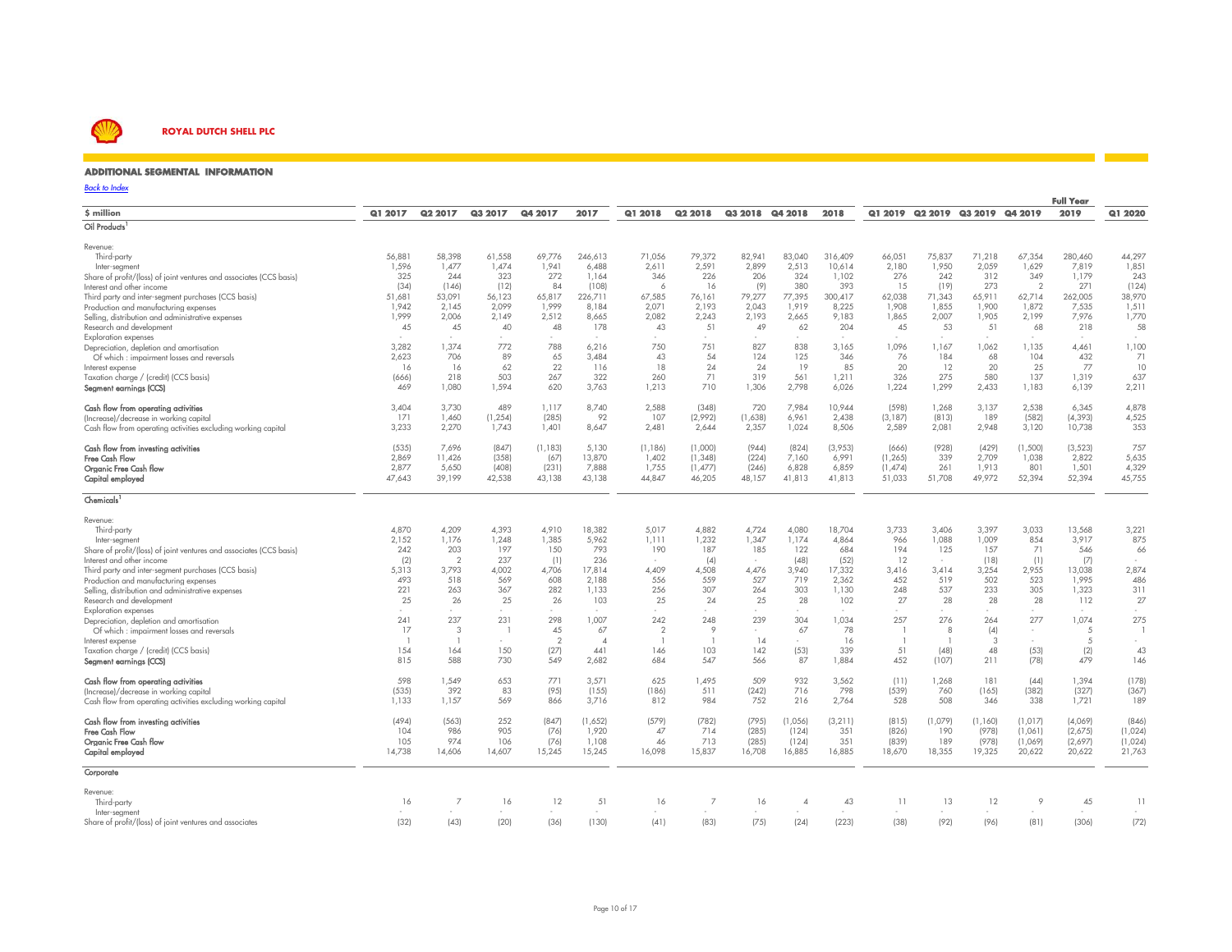**ROYAL DUTCH SHELL PLC**

## ADDITIONAL SEGMENTAL INFORMATION

Back to Index

| $ million | Q1 2017 | Q2 2017 | Q3 2017 | Q4 2017 | 2017 | Q1 2018 | Q2 2018 | Q3 2018 | Q4 2018 | 2018 | Q1 2019 | Q2 2019 | Q3 2019 | Q4 2019 | Full Year 2019 | Q1 2020 |
|---|---|---|---|---|---|---|---|---|---|---|---|---|---|---|---|---|
| **Oil Products**[1] | | | | | | | | | | | | | | | | |
| Revenue: | | | | | | | | | | | | | | | | |
| Third-party | 56,881 | 58,398 | 61,558 | 69,776 | 246,613 | 71,056 | 79,372 | 82,941 | 83,040 | 316,409 | 66,051 | 75,837 | 71,218 | 67,354 | 280,460 | 44,297 |
| Inter-segment | 1,596 | 1,477 | 1,474 | 1,941 | 6,488 | 2,611 | 2,591 | 2,899 | 2,513 | 10,614 | 2,180 | 1,950 | 2,059 | 1,629 | 7,819 | 1,851 |
| Share of profit/(loss) of joint ventures and associates (CCS basis) | 325 | 244 | 323 | 272 | 1,164 | 346 | 226 | 206 | 324 | 1,102 | 276 | 242 | 312 | 349 | 1,179 | 243 |
| Interest and other income | (34) | (146) | (12) | 84 | (108) | 6 | 16 | (9) | 380 | 393 | 15 | (19) | 273 | 2 | 271 | (124) |
| Third party and inter-segment purchases (CCS basis) | 51,681 | 53,091 | 56,123 | 65,817 | 226,711 | 67,585 | 76,161 | 79,277 | 77,395 | 300,417 | 62,038 | 71,343 | 65,911 | 62,714 | 262,005 | 38,970 |
| Production and manufacturing expenses | 1,942 | 2,145 | 2,099 | 1,999 | 8,184 | 2,071 | 2,193 | 2,043 | 1,919 | 8,225 | 1,908 | 1,855 | 1,900 | 1,872 | 7,535 | 1,511 |
| Selling, distribution and administrative expenses | 1,999 | 2,006 | 2,149 | 2,512 | 8,665 | 2,082 | 2,243 | 2,193 | 2,665 | 9,183 | 1,865 | 2,007 | 1,905 | 2,199 | 7,976 | 1,770 |
| Research and development | 45 | 45 | 40 | 48 | 178 | 43 | 51 | 49 | 62 | 204 | 45 | 53 | 51 | 68 | 218 | 58 |
| Exploration expenses | - | - | - | - | - | - | - | - | - | - | - | - | - | - | - | - |
| Depreciation, depletion and amortisation | 3,282 | 1,374 | 772 | 788 | 6,216 | 750 | 751 | 827 | 838 | 3,165 | 1,096 | 1,167 | 1,062 | 1,135 | 4,461 | 1,100 |
| Of which : impairment losses and reversals | 2,623 | 706 | 89 | 65 | 3,484 | 43 | 54 | 124 | 125 | 346 | 76 | 184 | 68 | 104 | 432 | 71 |
| Interest expense | 16 | 16 | 62 | 22 | 116 | 18 | 24 | 24 | 19 | 85 | 20 | 12 | 20 | 25 | 77 | 10 |
| Taxation charge / (credit) (CCS basis) | (666) | 218 | 503 | 267 | 322 | 260 | 71 | 319 | 561 | 1,211 | 326 | 275 | 580 | 137 | 1,319 | 637 |
| **Segment earnings (CCS)** | 469 | 1,080 | 1,594 | 620 | 3,763 | 1,213 | 710 | 1,306 | 2,798 | 6,026 | 1,224 | 1,299 | 2,433 | 1,183 | 6,139 | 2,211 |
| **Cash flow from operating activities** | 3,404 | 3,730 | 489 | 1,117 | 8,740 | 2,588 | (348) | 720 | 7,984 | 10,944 | (598) | 1,268 | 3,137 | 2,538 | 6,345 | 4,878 |
| (Increase)/decrease in working capital | 171 | 1,460 | (1,254) | (285) | 92 | 107 | (2,992) | (1,638) | 6,961 | 2,438 | (3,187) | (813) | 189 | (582) | (4,393) | 4,525 |
| Cash flow from operating activities excluding working capital | 3,233 | 2,270 | 1,743 | 1,401 | 8,647 | 2,481 | 2,644 | 2,357 | 1,024 | 8,506 | 2,589 | 2,081 | 2,948 | 3,120 | 10,738 | 353 |
| **Cash flow from investing activities** | (535) | 7,696 | (847) | (1,183) | 5,130 | (1,186) | (1,000) | (944) | (824) | (3,953) | (666) | (928) | (429) | (1,500) | (3,523) | 757 |
| **Free Cash Flow** | 2,869 | 11,426 | (358) | (67) | 13,870 | 1,402 | (1,348) | (224) | 7,160 | 6,991 | (1,265) | 339 | 2,709 | 1,038 | 2,822 | 5,635 |
| **Organic Free Cash flow** | 2,877 | 5,650 | (408) | (231) | 7,888 | 1,755 | (1,477) | (246) | 6,828 | 6,859 | (1,474) | 261 | 1,913 | 801 | 1,501 | 4,329 |
| **Capital employed** | 47,643 | 39,199 | 42,538 | 43,138 | 43,138 | 44,847 | 46,205 | 48,157 | 41,813 | 41,813 | 51,033 | 51,708 | 49,972 | 52,394 | 52,394 | 45,755 |
| **Chemicals**[1] | | | | | | | | | | | | | | | | |
| Revenue: | | | | | | | | | | | | | | | | |
| Third-party | 4,870 | 4,209 | 4,393 | 4,910 | 18,382 | 5,017 | 4,882 | 4,724 | 4,080 | 18,704 | 3,733 | 3,406 | 3,397 | 3,033 | 13,568 | 3,221 |
| Inter-segment | 2,152 | 1,176 | 1,248 | 1,385 | 5,962 | 1,111 | 1,232 | 1,347 | 1,174 | 4,864 | 966 | 1,088 | 1,009 | 854 | 3,917 | 875 |
| Share of profit/(loss) of joint ventures and associates (CCS basis) | 242 | 203 | 197 | 150 | 793 | 190 | 187 | 185 | 122 | 684 | 194 | 125 | 157 | 71 | 546 | 66 |
| Interest and other income | (2) | 2 | 237 | (1) | 236 | - | (4) | - | (48) | (52) | 12 | - | (18) | (1) | (7) | - |
| Third party and inter-segment purchases (CCS basis) | 5,313 | 3,793 | 4,002 | 4,706 | 17,814 | 4,409 | 4,508 | 4,476 | 3,940 | 17,332 | 3,416 | 3,414 | 3,254 | 2,955 | 13,038 | 2,874 |
| Production and manufacturing expenses | 493 | 518 | 569 | 608 | 2,188 | 556 | 559 | 527 | 719 | 2,362 | 452 | 519 | 502 | 523 | 1,995 | 486 |
| Selling, distribution and administrative expenses | 221 | 263 | 367 | 282 | 1,133 | 256 | 307 | 264 | 303 | 1,130 | 248 | 537 | 233 | 305 | 1,323 | 311 |
| Research and development | 25 | 26 | 25 | 26 | 103 | 25 | 24 | 25 | 28 | 102 | 27 | 28 | 28 | 28 | 112 | 27 |
| Exploration expenses | - | - | - | - | - | - | - | - | - | - | - | - | - | - | - | - |
| Depreciation, depletion and amortisation | 241 | 237 | 231 | 298 | 1,007 | 242 | 248 | 239 | 304 | 1,034 | 257 | 276 | 264 | 277 | 1,074 | 275 |
| Of which : impairment losses and reversals | 17 | 3 | 1 | 45 | 67 | 2 | 9 | - | 67 | 78 | 1 | 8 | (4) | - | 5 | 1 |
| Interest expense | 1 | 1 | - | 2 | 4 | 1 | 1 | 14 | - | 16 | 1 | 1 | 3 | - | 5 | - |
| Taxation charge / (credit) (CCS basis) | 154 | 164 | 150 | (27) | 441 | 146 | 103 | 142 | (53) | 339 | 51 | (48) | 48 | (53) | (2) | 43 |
| **Segment earnings (CCS)** | 815 | 588 | 730 | 549 | 2,682 | 684 | 547 | 566 | 87 | 1,884 | 452 | (107) | 211 | (78) | 479 | 146 |
| **Cash flow from operating activities** | 598 | 1,549 | 653 | 771 | 3,571 | 625 | 1,495 | 509 | 932 | 3,562 | (11) | 1,268 | 181 | (44) | 1,394 | (178) |
| (Increase)/decrease in working capital | (535) | 392 | 83 | (95) | (155) | (186) | 511 | (242) | 716 | 798 | (539) | 760 | (165) | (382) | (327) | (367) |
| Cash flow from operating activities excluding working capital | 1,133 | 1,157 | 569 | 866 | 3,716 | 812 | 984 | 752 | 216 | 2,764 | 528 | 508 | 346 | 338 | 1,721 | 189 |
| **Cash flow from investing activities** | (494) | (563) | 252 | (847) | (1,652) | (579) | (782) | (795) | (1,056) | (3,211) | (815) | (1,079) | (1,160) | (1,017) | (4,069) | (846) |
| **Free Cash Flow** | 104 | 986 | 905 | (76) | 1,920 | 47 | 714 | (285) | (124) | 351 | (826) | 190 | (978) | (1,061) | (2,675) | (1,024) |
| **Organic Free Cash flow** | 105 | 974 | 106 | (76) | 1,108 | 46 | 713 | (285) | (124) | 351 | (839) | 189 | (978) | (1,069) | (2,697) | (1,024) |
| **Capital employed** | 14,738 | 14,606 | 14,607 | 15,245 | 15,245 | 16,098 | 15,837 | 16,708 | 16,885 | 16,885 | 18,670 | 18,355 | 19,325 | 20,622 | 20,622 | 21,763 |
| **Corporate** | | | | | | | | | | | | | | | | |
| Revenue: | | | | | | | | | | | | | | | | |
| Third-party | 16 | 7 | 16 | 12 | 51 | 16 | 7 | 16 | 4 | 43 | 11 | 13 | 12 | 9 | 45 | 11 |
| Inter-segment | - | - | - | - | - | - | - | - | - | - | - | - | - | - | - | - |
| Share of profit/(loss) of joint ventures and associates | (32) | (43) | (20) | (36) | (130) | (41) | (83) | (75) | (24) | (223) | (38) | (92) | (96) | (81) | (306) | (72) |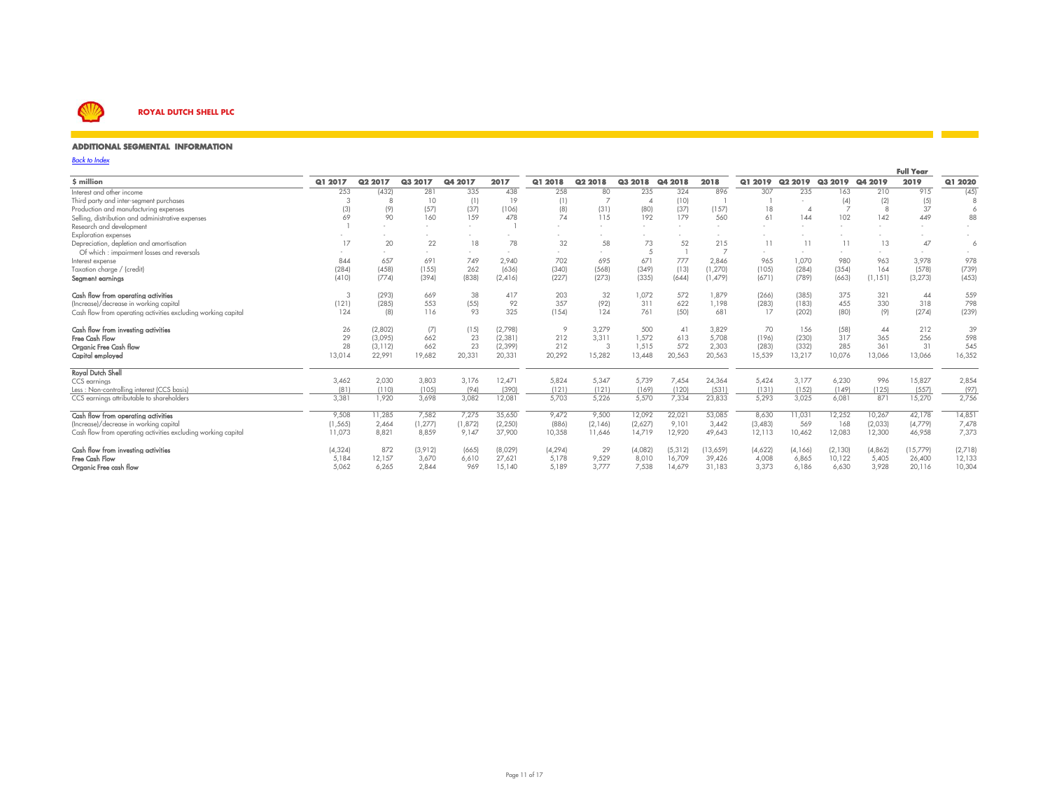**ROYAL DUTCH SHELL PLC**

## ADDITIONAL SEGMENTAL INFORMATION

Back to Index

| $ million | Q1 2017 | Q2 2017 | Q3 2017 | Q4 2017 | 2017 | Q1 2018 | Q2 2018 | Q3 2018 | Q4 2018 | 2018 | Q1 2019 | Q2 2019 | Q3 2019 | Q4 2019 | Full Year 2019 | Q1 2020 |
|---|---|---|---|---|---|---|---|---|---|---|---|---|---|---|---|---|
| Interest and other income | 253 | (432) | 281 | 335 | 438 | 258 | 80 | 235 | 324 | 896 | 307 | 235 | 163 | 210 | 915 | (45) |
| Third party and inter-segment purchases | 3 | 8 | 10 | (1) | 19 | (1) | 7 | 4 | (10) | 1 | 1 | - | (4) | (2) | (5) | 8 |
| Production and manufacturing expenses | (3) | (9) | (57) | (37) | (106) | (8) | (31) | (80) | (37) | (157) | 18 | 4 | 7 | 8 | 37 | 6 |
| Selling, distribution and administrative expenses | 69 | 90 | 160 | 159 | 478 | 74 | 115 | 192 | 179 | 560 | 61 | 144 | 102 | 142 | 449 | 88 |
| Research and development | 1 | - | - | - | 1 | - | - | - | - | - | - | - | - | - | - | - |
| Exploration expenses | - | - | - | - | - | - | - | - | - | - | - | - | - | - | - | - |
| Depreciation, depletion and amortisation | 17 | 20 | 22 | 18 | 78 | 32 | 58 | 73 | 52 | 215 | 11 | 11 | 11 | 13 | 47 | 6 |
| Of which : impairment losses and reversals | - | - | - | - | - | - | - | 5 | 1 | 7 | - | - | - | - | - | - |
| Interest expense | 844 | 657 | 691 | 749 | 2,940 | 702 | 695 | 671 | 777 | 2,846 | 965 | 1,070 | 980 | 963 | 3,978 | 978 |
| Taxation charge / (credit) | (284) | (458) | (155) | 262 | (636) | (340) | (568) | (349) | (13) | (1,270) | (105) | (284) | (354) | 164 | (578) | (739) |
| **Segment earnings** | (410) | (774) | (394) | (838) | (2,416) | (227) | (273) | (335) | (644) | (1,479) | (671) | (789) | (663) | (1,151) | (3,273) | (453) |
| **Cash flow from operating activities** | 3 | (293) | 669 | 38 | 417 | 203 | 32 | 1,072 | 572 | 1,879 | (266) | (385) | 375 | 321 | 44 | 559 |
| (Increase)/decrease in working capital | (121) | (285) | 553 | (55) | 92 | 357 | (92) | 311 | 622 | 1,198 | (283) | (183) | 455 | 330 | 318 | 798 |
| Cash flow from operating activities excluding working capital | 124 | (8) | 116 | 93 | 325 | (154) | 124 | 761 | (50) | 681 | 17 | (202) | (80) | (9) | (274) | (239) |
| **Cash flow from investing activities** | 26 | (2,802) | (7) | (15) | (2,798) | 9 | 3,279 | 500 | 41 | 3,829 | 70 | 156 | (58) | 44 | 212 | 39 |
| **Free Cash Flow** | 29 | (3,095) | 662 | 23 | (2,381) | 212 | 3,311 | 1,572 | 613 | 5,708 | (196) | (230) | 317 | 365 | 256 | 598 |
| **Organic Free Cash flow** | 28 | (3,112) | 662 | 23 | (2,399) | 212 | 3 | 1,515 | 572 | 2,303 | (283) | (332) | 285 | 361 | 31 | 545 |
| **Capital employed** | 13,014 | 22,991 | 19,682 | 20,331 | 20,331 | 20,292 | 15,282 | 13,448 | 20,563 | 20,563 | 15,539 | 13,217 | 10,076 | 13,066 | 13,066 | 16,352 |
| **Royal Dutch Shell** | | | | | | | | | | | | | | | | |
| CCS earnings | 3,462 | 2,030 | 3,803 | 3,176 | 12,471 | 5,824 | 5,347 | 5,739 | 7,454 | 24,364 | 5,424 | 3,177 | 6,230 | 996 | 15,827 | 2,854 |
| Less : Non-controlling interest (CCS basis) | (81) | (110) | (105) | (94) | (390) | (121) | (121) | (169) | (120) | (531) | (131) | (152) | (149) | (125) | (557) | (97) |
| CCS earnings attributable to shareholders | 3,381 | 1,920 | 3,698 | 3,082 | 12,081 | 5,703 | 5,226 | 5,570 | 7,334 | 23,833 | 5,293 | 3,025 | 6,081 | 871 | 15,270 | 2,756 |
| **Cash flow from operating activities** | 9,508 | 11,285 | 7,582 | 7,275 | 35,650 | 9,472 | 9,500 | 12,092 | 22,021 | 53,085 | 8,630 | 11,031 | 12,252 | 10,267 | 42,178 | 14,851 |
| (Increase)/decrease in working capital | (1,565) | 2,464 | (1,277) | (1,872) | (2,250) | (886) | (2,146) | (2,627) | 9,101 | 3,442 | (3,483) | 569 | 168 | (2,033) | (4,779) | 7,478 |
| Cash flow from operating activities excluding working capital | 11,073 | 8,821 | 8,859 | 9,147 | 37,900 | 10,358 | 11,646 | 14,719 | 12,920 | 49,643 | 12,113 | 10,462 | 12,083 | 12,300 | 46,958 | 7,373 |
| **Cash flow from investing activities** | (4,324) | 872 | (3,912) | (665) | (8,029) | (4,294) | 29 | (4,082) | (5,312) | (13,659) | (4,622) | (4,166) | (2,130) | (4,862) | (15,779) | (2,718) |
| **Free Cash Flow** | 5,184 | 12,157 | 3,670 | 6,610 | 27,621 | 5,178 | 9,529 | 8,010 | 16,709 | 39,426 | 4,008 | 6,865 | 10,122 | 5,405 | 26,400 | 12,133 |
| **Organic Free cash flow** | 5,062 | 6,265 | 2,844 | 969 | 15,140 | 5,189 | 3,777 | 7,538 | 14,679 | 31,183 | 3,373 | 6,186 | 6,630 | 3,928 | 20,116 | 10,304 |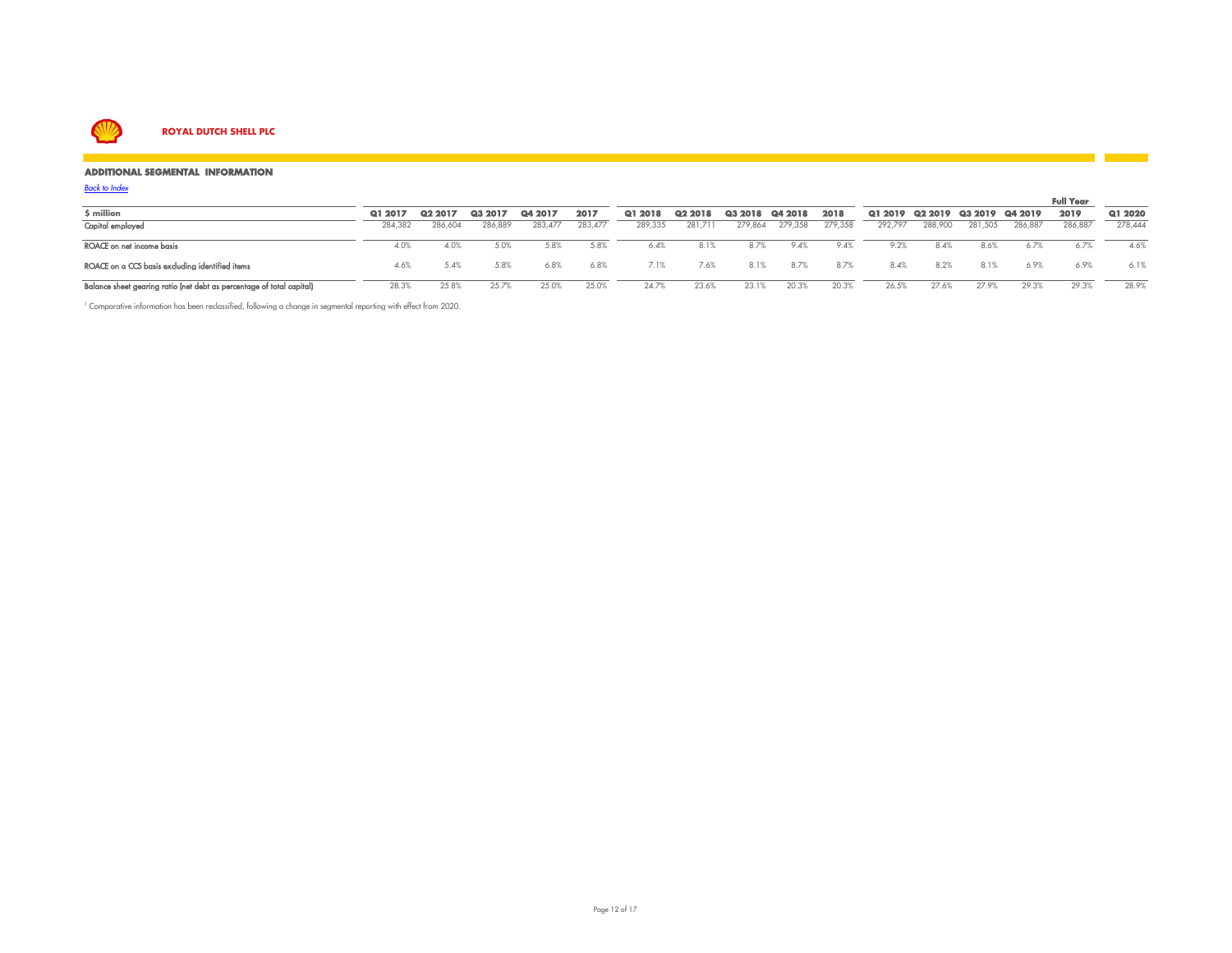ROYAL DUTCH SHELL PLC

## ADDITIONAL SEGMENTAL INFORMATION

Back to Index

| $ million | Q1 2017 | Q2 2017 | Q3 2017 | Q4 2017 | 2017 | Q1 2018 | Q2 2018 | Q3 2018 | Q4 2018 | 2018 | Q1 2019 | Q2 2019 | Q3 2019 | Q4 2019 | Full Year 2019 | Q1 2020 |
|---|---|---|---|---|---|---|---|---|---|---|---|---|---|---|---|---|
| Capital employed | 284,382 | 286,604 | 286,889 | 283,477 | 283,477 | 289,335 | 281,711 | 279,864 | 279,358 | 279,358 | 292,797 | 288,900 | 281,505 | 286,887 | 286,887 | 278,444 |
| ROACE on net income basis | 4.0% | 4.0% | 5.0% | 5.8% | 5.8% | 6.4% | 8.1% | 8.7% | 9.4% | 9.4% | 9.2% | 8.4% | 8.6% | 6.7% | 6.7% | 4.6% |
| ROACE on a CCS basis excluding identified items | 4.6% | 5.4% | 5.8% | 6.8% | 6.8% | 7.1% | 7.6% | 8.1% | 8.7% | 8.7% | 8.4% | 8.2% | 8.1% | 6.9% | 6.9% | 6.1% |
| Balance sheet gearing ratio (net debt as percentage of total capital) | 28.3% | 25.8% | 25.7% | 25.0% | 25.0% | 24.7% | 23.6% | 23.1% | 20.3% | 20.3% | 26.5% | 27.6% | 27.9% | 29.3% | 29.3% | 28.9% |

[1] Comparative information has been reclassified, following a change in segmental reporting with effect from 2020.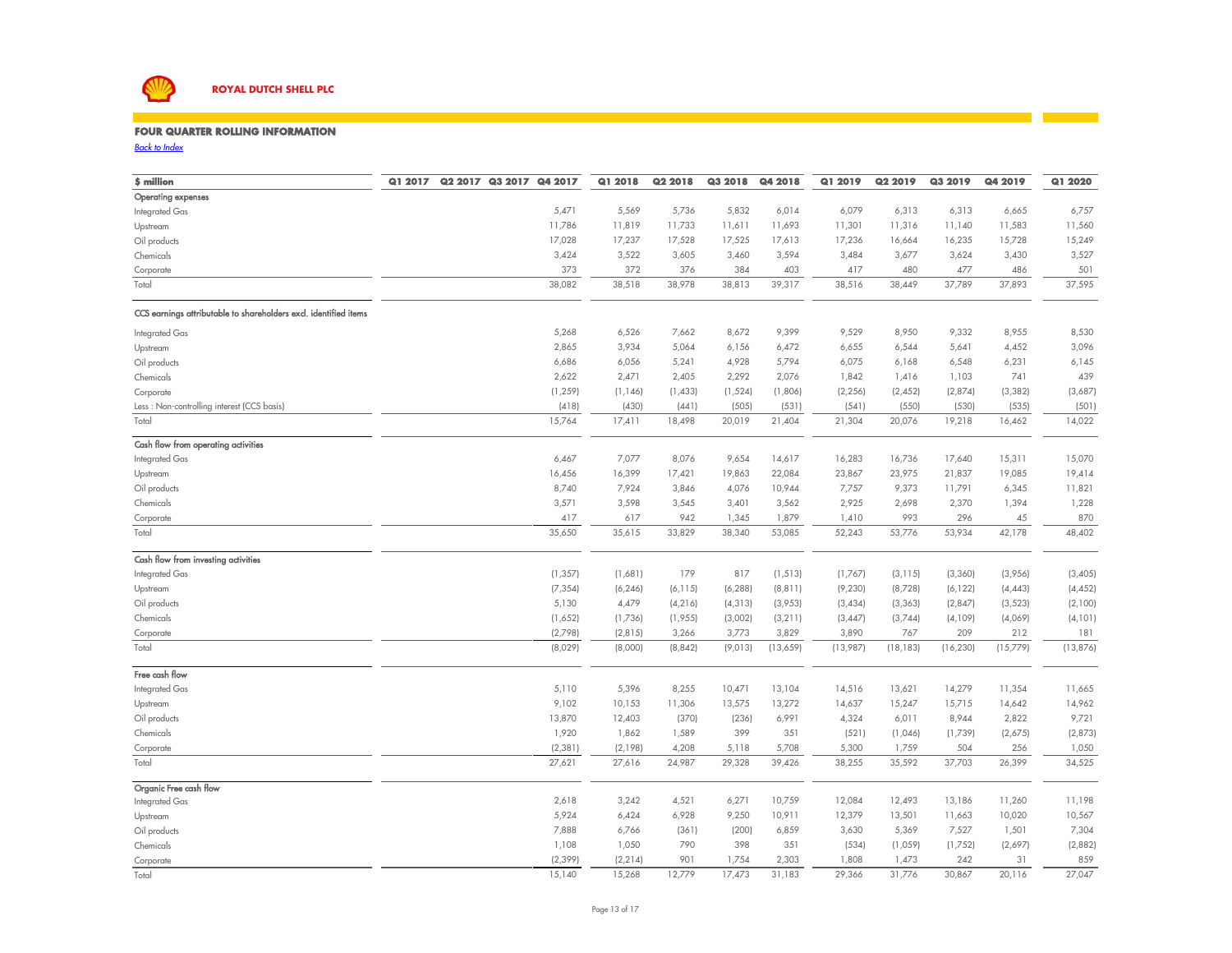**ROYAL DUTCH SHELL PLC**

## FOUR QUARTER ROLLING INFORMATION

Back to Index

| $ million | Q1 2017 | Q2 2017 | Q3 2017 | Q4 2017 | Q1 2018 | Q2 2018 | Q3 2018 | Q4 2018 | Q1 2019 | Q2 2019 | Q3 2019 | Q4 2019 | Q1 2020 |
|---|---|---|---|---|---|---|---|---|---|---|---|---|---|
| **Operating expenses** | | | | | | | | | | | | | |
| Integrated Gas | | | | 5,471 | 5,569 | 5,736 | 5,832 | 6,014 | 6,079 | 6,313 | 6,313 | 6,665 | 6,757 |
| Upstream | | | | 11,786 | 11,819 | 11,733 | 11,611 | 11,693 | 11,301 | 11,316 | 11,140 | 11,583 | 11,560 |
| Oil products | | | | 17,028 | 17,237 | 17,528 | 17,525 | 17,613 | 17,236 | 16,664 | 16,235 | 15,728 | 15,249 |
| Chemicals | | | | 3,424 | 3,522 | 3,605 | 3,460 | 3,594 | 3,484 | 3,677 | 3,624 | 3,430 | 3,527 |
| Corporate | | | | 373 | 372 | 376 | 384 | 403 | 417 | 480 | 477 | 486 | 501 |
| Total | | | | 38,082 | 38,518 | 38,978 | 38,813 | 39,317 | 38,516 | 38,449 | 37,789 | 37,893 | 37,595 |
| **CCS earnings attributable to shareholders excl. identified items** | | | | | | | | | | | | | |
| Integrated Gas | | | | 5,268 | 6,526 | 7,662 | 8,672 | 9,399 | 9,529 | 8,950 | 9,332 | 8,955 | 8,530 |
| Upstream | | | | 2,865 | 3,934 | 5,064 | 6,156 | 6,472 | 6,655 | 6,544 | 5,641 | 4,452 | 3,096 |
| Oil products | | | | 6,686 | 6,056 | 5,241 | 4,928 | 5,794 | 6,075 | 6,168 | 6,548 | 6,231 | 6,145 |
| Chemicals | | | | 2,622 | 2,471 | 2,405 | 2,292 | 2,076 | 1,842 | 1,416 | 1,103 | 741 | 439 |
| Corporate | | | | (1,259) | (1,146) | (1,433) | (1,524) | (1,806) | (2,256) | (2,452) | (2,874) | (3,382) | (3,687) |
| Less : Non-controlling interest (CCS basis) | | | | (418) | (430) | (441) | (505) | (531) | (541) | (550) | (530) | (535) | (501) |
| Total | | | | 15,764 | 17,411 | 18,498 | 20,019 | 21,404 | 21,304 | 20,076 | 19,218 | 16,462 | 14,022 |
| **Cash flow from operating activities** | | | | | | | | | | | | | |
| Integrated Gas | | | | 6,467 | 7,077 | 8,076 | 9,654 | 14,617 | 16,283 | 16,736 | 17,640 | 15,311 | 15,070 |
| Upstream | | | | 16,456 | 16,399 | 17,421 | 19,863 | 22,084 | 23,867 | 23,975 | 21,837 | 19,085 | 19,414 |
| Oil products | | | | 8,740 | 7,924 | 3,846 | 4,076 | 10,944 | 7,757 | 9,373 | 11,791 | 6,345 | 11,821 |
| Chemicals | | | | 3,571 | 3,598 | 3,545 | 3,401 | 3,562 | 2,925 | 2,698 | 2,370 | 1,394 | 1,228 |
| Corporate | | | | 417 | 617 | 942 | 1,345 | 1,879 | 1,410 | 993 | 296 | 45 | 870 |
| Total | | | | 35,650 | 35,615 | 33,829 | 38,340 | 53,085 | 52,243 | 53,776 | 53,934 | 42,178 | 48,402 |
| **Cash flow from investing activities** | | | | | | | | | | | | | |
| Integrated Gas | | | | (1,357) | (1,681) | 179 | 817 | (1,513) | (1,767) | (3,115) | (3,360) | (3,956) | (3,405) |
| Upstream | | | | (7,354) | (6,246) | (6,115) | (6,288) | (8,811) | (9,230) | (8,728) | (6,122) | (4,443) | (4,452) |
| Oil products | | | | 5,130 | 4,479 | (4,216) | (4,313) | (3,953) | (3,434) | (3,363) | (2,847) | (3,523) | (2,100) |
| Chemicals | | | | (1,652) | (1,736) | (1,955) | (3,002) | (3,211) | (3,447) | (3,744) | (4,109) | (4,069) | (4,101) |
| Corporate | | | | (2,798) | (2,815) | 3,266 | 3,773 | 3,829 | 3,890 | 767 | 209 | 212 | 181 |
| Total | | | | (8,029) | (8,000) | (8,842) | (9,013) | (13,659) | (13,987) | (18,183) | (16,230) | (15,779) | (13,876) |
| **Free cash flow** | | | | | | | | | | | | | |
| Integrated Gas | | | | 5,110 | 5,396 | 8,255 | 10,471 | 13,104 | 14,516 | 13,621 | 14,279 | 11,354 | 11,665 |
| Upstream | | | | 9,102 | 10,153 | 11,306 | 13,575 | 13,272 | 14,637 | 15,247 | 15,715 | 14,642 | 14,962 |
| Oil products | | | | 13,870 | 12,403 | (370) | (236) | 6,991 | 4,324 | 6,011 | 8,944 | 2,822 | 9,721 |
| Chemicals | | | | 1,920 | 1,862 | 1,589 | 399 | 351 | (521) | (1,046) | (1,739) | (2,675) | (2,873) |
| Corporate | | | | (2,381) | (2,198) | 4,208 | 5,118 | 5,708 | 5,300 | 1,759 | 504 | 256 | 1,050 |
| Total | | | | 27,621 | 27,616 | 24,987 | 29,328 | 39,426 | 38,255 | 35,592 | 37,703 | 26,399 | 34,525 |
| **Organic Free cash flow** | | | | | | | | | | | | | |
| Integrated Gas | | | | 2,618 | 3,242 | 4,521 | 6,271 | 10,759 | 12,084 | 12,493 | 13,186 | 11,260 | 11,198 |
| Upstream | | | | 5,924 | 6,424 | 6,928 | 9,250 | 10,911 | 12,379 | 13,501 | 11,663 | 10,020 | 10,567 |
| Oil products | | | | 7,888 | 6,766 | (361) | (200) | 6,859 | 3,630 | 5,369 | 7,527 | 1,501 | 7,304 |
| Chemicals | | | | 1,108 | 1,050 | 790 | 398 | 351 | (534) | (1,059) | (1,752) | (2,697) | (2,882) |
| Corporate | | | | (2,399) | (2,214) | 901 | 1,754 | 2,303 | 1,808 | 1,473 | 242 | 31 | 859 |
| Total | | | | 15,140 | 15,268 | 12,779 | 17,473 | 31,183 | 29,366 | 31,776 | 30,867 | 20,116 | 27,047 |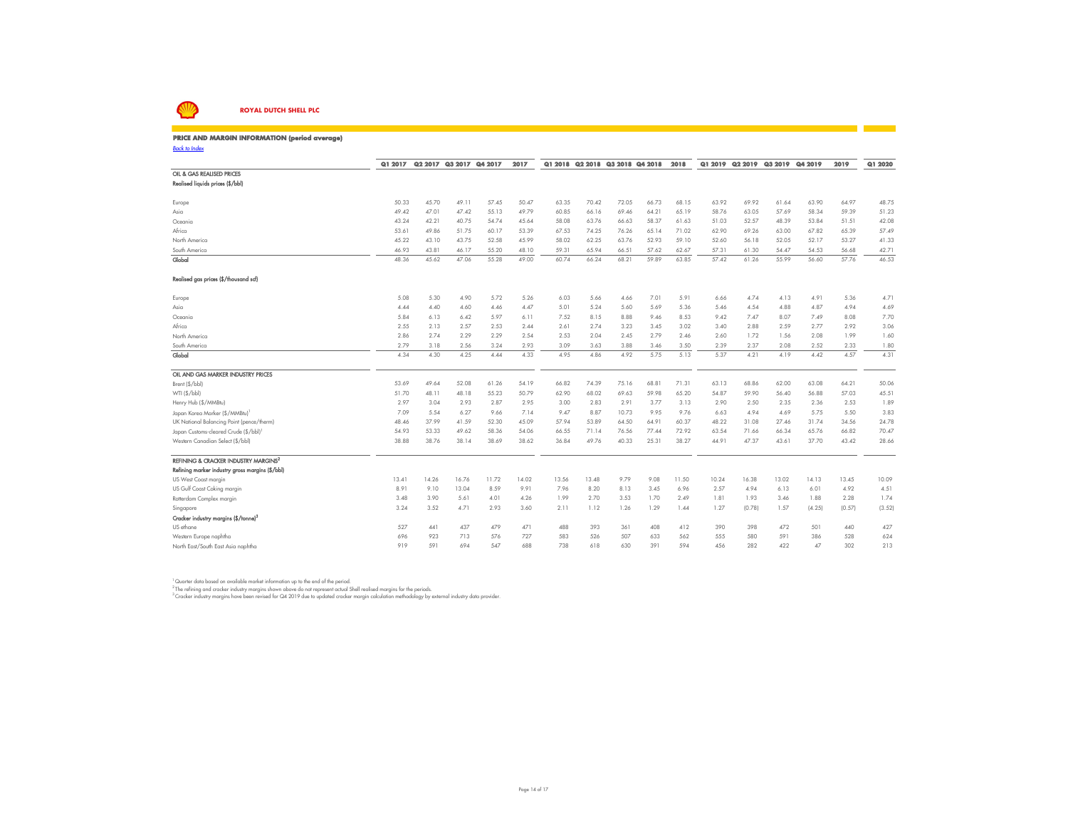**ROYAL DUTCH SHELL PLC**

## PRICE AND MARGIN INFORMATION (period average)

Back to Index

| | Q1 2017 | Q2 2017 | Q3 2017 | Q4 2017 | 2017 | Q1 2018 | Q2 2018 | Q3 2018 | Q4 2018 | 2018 | Q1 2019 | Q2 2019 | Q3 2019 | Q4 2019 | 2019 | Q1 2020 |
|---|---|---|---|---|---|---|---|---|---|---|---|---|---|---|---|---|
| **OIL & GAS REALISED PRICES** | | | | | | | | | | | | | | | | |
| **Realised liquids prices ($/bbl)** | | | | | | | | | | | | | | | | |
| Europe | 50.33 | 45.70 | 49.11 | 57.45 | 50.47 | 63.35 | 70.42 | 72.05 | 66.73 | 68.15 | 63.92 | 69.92 | 61.64 | 63.90 | 64.97 | 48.75 |
| Asia | 49.42 | 47.01 | 47.42 | 55.13 | 49.79 | 60.85 | 66.16 | 69.46 | 64.21 | 65.19 | 58.76 | 63.05 | 57.69 | 58.34 | 59.39 | 51.23 |
| Oceania | 43.24 | 42.21 | 40.75 | 54.74 | 45.64 | 58.08 | 63.76 | 66.63 | 58.37 | 61.63 | 51.03 | 52.57 | 48.39 | 53.84 | 51.51 | 42.08 |
| Africa | 53.61 | 49.86 | 51.75 | 60.17 | 53.39 | 67.53 | 74.25 | 76.26 | 65.14 | 71.02 | 62.90 | 69.26 | 63.00 | 67.82 | 65.39 | 57.49 |
| North America | 45.22 | 43.10 | 43.75 | 52.58 | 45.99 | 58.02 | 62.25 | 63.76 | 52.93 | 59.10 | 52.60 | 56.18 | 52.05 | 52.17 | 53.27 | 41.33 |
| South America | 46.93 | 43.81 | 46.17 | 55.20 | 48.10 | 59.31 | 65.94 | 66.51 | 57.62 | 62.67 | 57.31 | 61.30 | 54.47 | 54.53 | 56.68 | 42.71 |
| **Global** | 48.36 | 45.62 | 47.06 | 55.28 | 49.00 | 60.74 | 66.24 | 68.21 | 59.89 | 63.85 | 57.42 | 61.26 | 55.99 | 56.60 | 57.76 | 46.53 |
| **Realised gas prices ($/thousand scf)** | | | | | | | | | | | | | | | | |
| Europe | 5.08 | 5.30 | 4.90 | 5.72 | 5.26 | 6.03 | 5.66 | 4.66 | 7.01 | 5.91 | 6.66 | 4.74 | 4.13 | 4.91 | 5.36 | 4.71 |
| Asia | 4.44 | 4.40 | 4.60 | 4.46 | 4.47 | 5.01 | 5.24 | 5.60 | 5.69 | 5.36 | 5.46 | 4.54 | 4.88 | 4.87 | 4.94 | 4.69 |
| Oceania | 5.84 | 6.13 | 6.42 | 5.97 | 6.11 | 7.52 | 8.15 | 8.88 | 9.46 | 8.53 | 9.42 | 7.47 | 8.07 | 7.49 | 8.08 | 7.70 |
| Africa | 2.55 | 2.13 | 2.57 | 2.53 | 2.44 | 2.61 | 2.74 | 3.23 | 3.45 | 3.02 | 3.40 | 2.88 | 2.59 | 2.77 | 2.92 | 3.06 |
| North America | 2.86 | 2.74 | 2.29 | 2.29 | 2.54 | 2.53 | 2.04 | 2.45 | 2.79 | 2.46 | 2.60 | 1.72 | 1.56 | 2.08 | 1.99 | 1.60 |
| South America | 2.79 | 3.18 | 2.56 | 3.24 | 2.93 | 3.09 | 3.63 | 3.88 | 3.46 | 3.50 | 2.39 | 2.37 | 2.08 | 2.52 | 2.33 | 1.80 |
| **Global** | 4.34 | 4.30 | 4.25 | 4.44 | 4.33 | 4.95 | 4.86 | 4.92 | 5.75 | 5.13 | 5.37 | 4.21 | 4.19 | 4.42 | 4.57 | 4.31 |
| **OIL AND GAS MARKER INDUSTRY PRICES** | | | | | | | | | | | | | | | | |
| Brent ($/bbl) | 53.69 | 49.64 | 52.08 | 61.26 | 54.19 | 66.82 | 74.39 | 75.16 | 68.81 | 71.31 | 63.13 | 68.86 | 62.00 | 63.08 | 64.21 | 50.06 |
| WTI ($/bbl) | 51.70 | 48.11 | 48.18 | 55.23 | 50.79 | 62.90 | 68.02 | 69.63 | 59.98 | 65.20 | 54.87 | 59.90 | 56.40 | 56.88 | 57.03 | 45.51 |
| Henry Hub ($/MMBtu) | 2.97 | 3.04 | 2.93 | 2.87 | 2.95 | 3.00 | 2.83 | 2.91 | 3.77 | 3.13 | 2.90 | 2.50 | 2.35 | 2.36 | 2.53 | 1.89 |
| Japan Korea Marker ($/MMBtu)[1] | 7.09 | 5.54 | 6.27 | 9.66 | 7.14 | 9.47 | 8.87 | 10.73 | 9.95 | 9.76 | 6.63 | 4.94 | 4.69 | 5.75 | 5.50 | 3.83 |
| UK National Balancing Point (pence/therm) | 48.46 | 37.99 | 41.59 | 52.30 | 45.09 | 57.94 | 53.89 | 64.50 | 64.91 | 60.37 | 48.22 | 31.08 | 27.46 | 31.74 | 34.56 | 24.78 |
| Japan Customs-cleared Crude ($/bbl)[1] | 54.93 | 53.33 | 49.62 | 58.36 | 54.06 | 66.55 | 71.14 | 76.56 | 77.44 | 72.92 | 63.54 | 71.66 | 66.34 | 65.76 | 66.82 | 70.47 |
| Western Canadian Select ($/bbl) | 38.88 | 38.76 | 38.14 | 38.69 | 38.62 | 36.84 | 49.76 | 40.33 | 25.31 | 38.27 | 44.91 | 47.37 | 43.61 | 37.70 | 43.42 | 28.66 |
| **REFINING & CRACKER INDUSTRY MARGINS[2]** | | | | | | | | | | | | | | | | |
| **Refining marker industry gross margins ($/bbl)** | | | | | | | | | | | | | | | | |
| US West Coast margin | 13.41 | 14.26 | 16.76 | 11.72 | 14.02 | 13.56 | 13.48 | 9.79 | 9.08 | 11.50 | 10.24 | 16.38 | 13.02 | 14.13 | 13.45 | 10.09 |
| US Gulf Coast Coking margin | 8.91 | 9.10 | 13.04 | 8.59 | 9.91 | 7.96 | 8.20 | 8.13 | 3.45 | 6.96 | 2.57 | 4.94 | 6.13 | 6.01 | 4.92 | 4.51 |
| Rotterdam Complex margin | 3.48 | 3.90 | 5.61 | 4.01 | 4.26 | 1.99 | 2.70 | 3.53 | 1.70 | 2.49 | 1.81 | 1.93 | 3.46 | 1.88 | 2.28 | 1.74 |
| Singapore | 3.24 | 3.52 | 4.71 | 2.93 | 3.60 | 2.11 | 1.12 | 1.26 | 1.29 | 1.44 | 1.27 | (0.78) | 1.57 | (4.25) | (0.57) | (3.52) |
| **Cracker industry margins ($/tonne)[3]** | | | | | | | | | | | | | | | | |
| US ethane | 527 | 441 | 437 | 479 | 471 | 488 | 393 | 361 | 408 | 412 | 390 | 398 | 472 | 501 | 440 | 427 |
| Western Europe naphtha | 696 | 923 | 713 | 576 | 727 | 583 | 526 | 507 | 633 | 562 | 555 | 580 | 591 | 386 | 528 | 624 |
| North East/South East Asia naphtha | 919 | 591 | 694 | 547 | 688 | 738 | 618 | 630 | 391 | 594 | 456 | 282 | 422 | 47 | 302 | 213 |

[1] Quarter data based on available market information up to the end of the period.
[2] The refining and cracker industry margins shown above do not represent actual Shell realised margins for the periods.
[3] Cracker industry margins have been revised for Q4 2019 due to updated cracker margin calculation methodology by external industry data provider.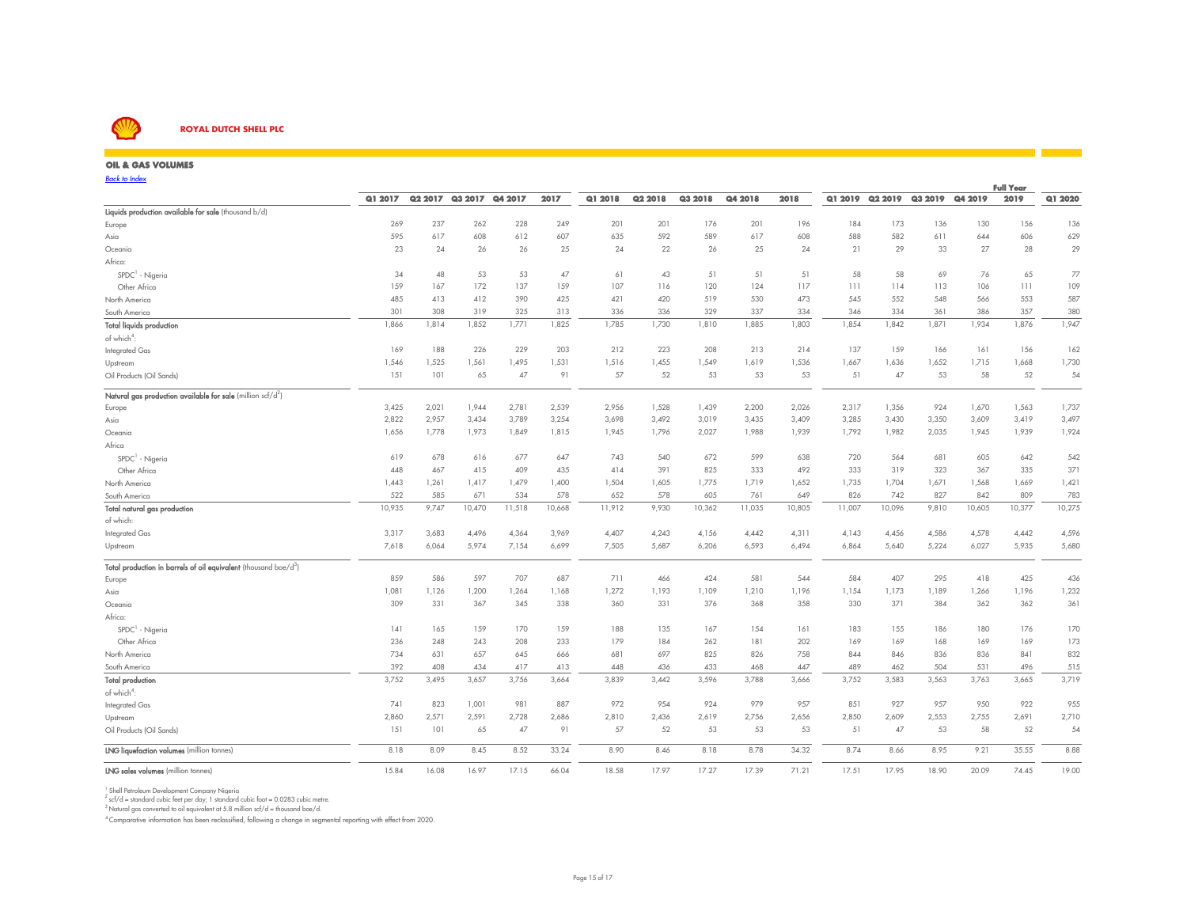ROYAL DUTCH SHELL PLC

## OIL & GAS VOLUMES

Back to Index

| | Q1 2017 | Q2 2017 | Q3 2017 | Q4 2017 | 2017 | Q1 2018 | Q2 2018 | Q3 2018 | Q4 2018 | 2018 | Q1 2019 | Q2 2019 | Q3 2019 | Q4 2019 | Full Year 2019 | Q1 2020 |
|---|---|---|---|---|---|---|---|---|---|---|---|---|---|---|---|---|
| **Liquids production available for sale** (thousand b/d) | | | | | | | | | | | | | | | | |
| Europe | 269 | 237 | 262 | 228 | 249 | 201 | 201 | 176 | 201 | 196 | 184 | 173 | 136 | 130 | 156 | 136 |
| Asia | 595 | 617 | 608 | 612 | 607 | 635 | 592 | 589 | 617 | 608 | 588 | 582 | 611 | 644 | 606 | 629 |
| Oceania | 23 | 24 | 26 | 26 | 25 | 24 | 22 | 26 | 25 | 24 | 21 | 29 | 33 | 27 | 28 | 29 |
| Africa: | | | | | | | | | | | | | | | | |
| SPDC[1] - Nigeria | 34 | 48 | 53 | 53 | 47 | 61 | 43 | 51 | 51 | 51 | 58 | 58 | 69 | 76 | 65 | 77 |
| Other Africa | 159 | 167 | 172 | 137 | 159 | 107 | 116 | 120 | 124 | 117 | 111 | 114 | 113 | 106 | 111 | 109 |
| North America | 485 | 413 | 412 | 390 | 425 | 421 | 420 | 519 | 530 | 473 | 545 | 552 | 548 | 566 | 553 | 587 |
| South America | 301 | 308 | 319 | 325 | 313 | 336 | 336 | 329 | 337 | 334 | 346 | 334 | 361 | 386 | 357 | 380 |
| **Total liquids production** | 1,866 | 1,814 | 1,852 | 1,771 | 1,825 | 1,785 | 1,730 | 1,810 | 1,885 | 1,803 | 1,854 | 1,842 | 1,871 | 1,934 | 1,876 | 1,947 |
| of which[4]: | | | | | | | | | | | | | | | | |
| Integrated Gas | 169 | 188 | 226 | 229 | 203 | 212 | 223 | 208 | 213 | 214 | 137 | 159 | 166 | 161 | 156 | 162 |
| Upstream | 1,546 | 1,525 | 1,561 | 1,495 | 1,531 | 1,516 | 1,455 | 1,549 | 1,619 | 1,536 | 1,667 | 1,636 | 1,652 | 1,715 | 1,668 | 1,730 |
| Oil Products (Oil Sands) | 151 | 101 | 65 | 47 | 91 | 57 | 52 | 53 | 53 | 53 | 51 | 47 | 53 | 58 | 52 | 54 |
| **Natural gas production available for sale** (million scf/d[2]) | | | | | | | | | | | | | | | | |
| Europe | 3,425 | 2,021 | 1,944 | 2,781 | 2,539 | 2,956 | 1,528 | 1,439 | 2,200 | 2,026 | 2,317 | 1,356 | 924 | 1,670 | 1,563 | 1,737 |
| Asia | 2,822 | 2,957 | 3,434 | 3,789 | 3,254 | 3,698 | 3,492 | 3,019 | 3,435 | 3,409 | 3,285 | 3,430 | 3,350 | 3,609 | 3,419 | 3,497 |
| Oceania | 1,656 | 1,778 | 1,973 | 1,849 | 1,815 | 1,945 | 1,796 | 2,027 | 1,988 | 1,939 | 1,792 | 1,982 | 2,035 | 1,945 | 1,939 | 1,924 |
| Africa | | | | | | | | | | | | | | | | |
| SPDC[1] - Nigeria | 619 | 678 | 616 | 677 | 647 | 743 | 540 | 672 | 599 | 638 | 720 | 564 | 681 | 605 | 642 | 542 |
| Other Africa | 448 | 467 | 415 | 409 | 435 | 414 | 391 | 825 | 333 | 492 | 333 | 319 | 323 | 367 | 335 | 371 |
| North America | 1,443 | 1,261 | 1,417 | 1,479 | 1,400 | 1,504 | 1,605 | 1,775 | 1,719 | 1,652 | 1,735 | 1,704 | 1,671 | 1,568 | 1,669 | 1,421 |
| South America | 522 | 585 | 671 | 534 | 578 | 652 | 578 | 605 | 761 | 649 | 826 | 742 | 827 | 842 | 809 | 783 |
| **Total natural gas production** | 10,935 | 9,747 | 10,470 | 11,518 | 10,668 | 11,912 | 9,930 | 10,362 | 11,035 | 10,805 | 11,007 | 10,096 | 9,810 | 10,605 | 10,377 | 10,275 |
| of which: | | | | | | | | | | | | | | | | |
| Integrated Gas | 3,317 | 3,683 | 4,496 | 4,364 | 3,969 | 4,407 | 4,243 | 4,156 | 4,442 | 4,311 | 4,143 | 4,456 | 4,586 | 4,578 | 4,442 | 4,596 |
| Upstream | 7,618 | 6,064 | 5,974 | 7,154 | 6,699 | 7,505 | 5,687 | 6,206 | 6,593 | 6,494 | 6,864 | 5,640 | 5,224 | 6,027 | 5,935 | 5,680 |
| **Total production in barrels of oil equivalent** (thousand boe/d[3]) | | | | | | | | | | | | | | | | |
| Europe | 859 | 586 | 597 | 707 | 687 | 711 | 466 | 424 | 581 | 544 | 584 | 407 | 295 | 418 | 425 | 436 |
| Asia | 1,081 | 1,126 | 1,200 | 1,264 | 1,168 | 1,272 | 1,193 | 1,109 | 1,210 | 1,196 | 1,154 | 1,173 | 1,189 | 1,266 | 1,196 | 1,232 |
| Oceania | 309 | 331 | 367 | 345 | 338 | 360 | 331 | 376 | 368 | 358 | 330 | 371 | 384 | 362 | 362 | 361 |
| Africa: | | | | | | | | | | | | | | | | |
| SPDC[1] - Nigeria | 141 | 165 | 159 | 170 | 159 | 188 | 135 | 167 | 154 | 161 | 183 | 155 | 186 | 180 | 176 | 170 |
| Other Africa | 236 | 248 | 243 | 208 | 233 | 179 | 184 | 262 | 181 | 202 | 169 | 169 | 168 | 169 | 169 | 173 |
| North America | 734 | 631 | 657 | 645 | 666 | 681 | 697 | 825 | 826 | 758 | 844 | 846 | 836 | 836 | 841 | 832 |
| South America | 392 | 408 | 434 | 417 | 413 | 448 | 436 | 433 | 468 | 447 | 489 | 462 | 504 | 531 | 496 | 515 |
| **Total production** | 3,752 | 3,495 | 3,657 | 3,756 | 3,664 | 3,839 | 3,442 | 3,596 | 3,788 | 3,666 | 3,752 | 3,583 | 3,563 | 3,763 | 3,665 | 3,719 |
| of which[4]: | | | | | | | | | | | | | | | | |
| Integrated Gas | 741 | 823 | 1,001 | 981 | 887 | 972 | 954 | 924 | 979 | 957 | 851 | 927 | 957 | 950 | 922 | 955 |
| Upstream | 2,860 | 2,571 | 2,591 | 2,728 | 2,686 | 2,810 | 2,436 | 2,619 | 2,756 | 2,656 | 2,850 | 2,609 | 2,553 | 2,755 | 2,691 | 2,710 |
| Oil Products (Oil Sands) | 151 | 101 | 65 | 47 | 91 | 57 | 52 | 53 | 53 | 53 | 51 | 47 | 53 | 58 | 52 | 54 |
| **LNG liquefaction volumes** (million tonnes) | 8.18 | 8.09 | 8.45 | 8.52 | 33.24 | 8.90 | 8.46 | 8.18 | 8.78 | 34.32 | 8.74 | 8.66 | 8.95 | 9.21 | 35.55 | 8.88 |
| **LNG sales volumes** (million tonnes) | 15.84 | 16.08 | 16.97 | 17.15 | 66.04 | 18.58 | 17.97 | 17.27 | 17.39 | 71.21 | 17.51 | 17.95 | 18.90 | 20.09 | 74.45 | 19.00 |

[1] Shell Petroleum Development Company Nigeria

[2] scf/d = standard cubic feet per day; 1 standard cubic foot = 0.0283 cubic metre.

[3] Natural gas converted to oil equivalent at 5.8 million scf/d = thousand boe/d.

[4] Comparative information has been reclassified, following a change in segmental reporting with effect from 2020.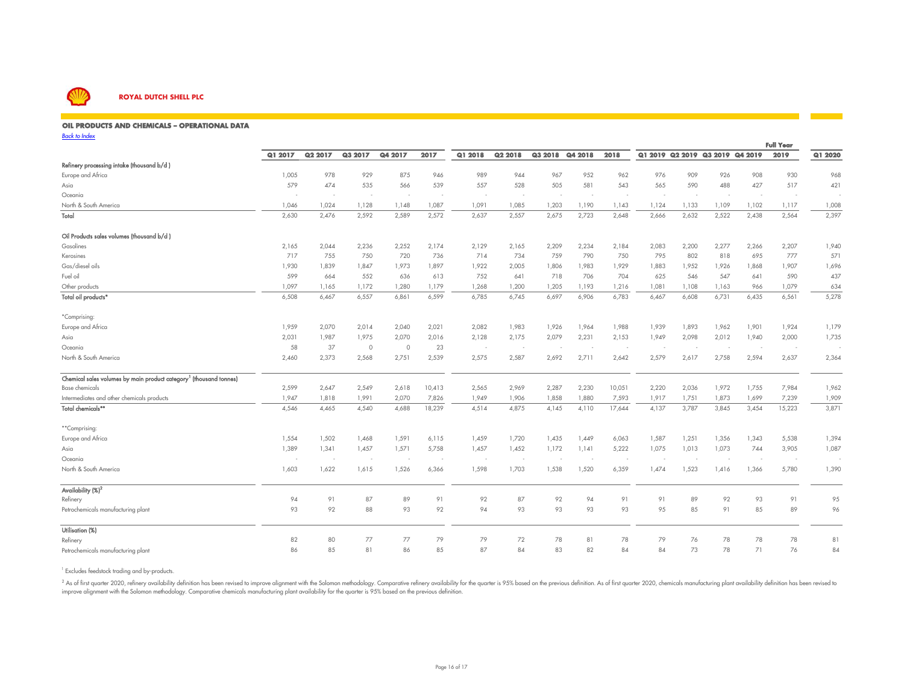**ROYAL DUTCH SHELL PLC**

## OIL PRODUCTS AND CHEMICALS – OPERATIONAL DATA

*Back to Index*

| | Q1 2017 | Q2 2017 | Q3 2017 | Q4 2017 | 2017 | Q1 2018 | Q2 2018 | Q3 2018 | Q4 2018 | 2018 | Q1 2019 | Q2 2019 | Q3 2019 | Q4 2019 | Full Year 2019 | Q1 2020 |
|---|---|---|---|---|---|---|---|---|---|---|---|---|---|---|---|---|
| **Refinery processing intake (thousand b/d )** | | | | | | | | | | | | | | | | |
| Europe and Africa | 1,005 | 978 | 929 | 875 | 946 | 989 | 944 | 967 | 952 | 962 | 976 | 909 | 926 | 908 | 930 | 968 |
| Asia | 579 | 474 | 535 | 566 | 539 | 557 | 528 | 505 | 581 | 543 | 565 | 590 | 488 | 427 | 517 | 421 |
| Oceania | - | - | - | - | - | - | - | - | - | - | - | - | - | - | - | - |
| North & South America | 1,046 | 1,024 | 1,128 | 1,148 | 1,087 | 1,091 | 1,085 | 1,203 | 1,190 | 1,143 | 1,124 | 1,133 | 1,109 | 1,102 | 1,117 | 1,008 |
| Total | 2,630 | 2,476 | 2,592 | 2,589 | 2,572 | 2,637 | 2,557 | 2,675 | 2,723 | 2,648 | 2,666 | 2,632 | 2,522 | 2,438 | 2,564 | 2,397 |
| **Oil Products sales volumes (thousand b/d )** | | | | | | | | | | | | | | | | |
| Gasolines | 2,165 | 2,044 | 2,236 | 2,252 | 2,174 | 2,129 | 2,165 | 2,209 | 2,234 | 2,184 | 2,083 | 2,200 | 2,277 | 2,266 | 2,207 | 1,940 |
| Kerosines | 717 | 755 | 750 | 720 | 736 | 714 | 734 | 759 | 790 | 750 | 795 | 802 | 818 | 695 | 777 | 571 |
| Gas/diesel oils | 1,930 | 1,839 | 1,847 | 1,973 | 1,897 | 1,922 | 2,005 | 1,806 | 1,983 | 1,929 | 1,883 | 1,952 | 1,926 | 1,868 | 1,907 | 1,696 |
| Fuel oil | 599 | 664 | 552 | 636 | 613 | 752 | 641 | 718 | 706 | 704 | 625 | 546 | 547 | 641 | 590 | 437 |
| Other products | 1,097 | 1,165 | 1,172 | 1,280 | 1,179 | 1,268 | 1,200 | 1,205 | 1,193 | 1,216 | 1,081 | 1,108 | 1,163 | 966 | 1,079 | 634 |
| Total oil products* | 6,508 | 6,467 | 6,557 | 6,861 | 6,599 | 6,785 | 6,745 | 6,697 | 6,906 | 6,783 | 6,467 | 6,608 | 6,731 | 6,435 | 6,561 | 5,278 |
| *Comprising: | | | | | | | | | | | | | | | | |
| Europe and Africa | 1,959 | 2,070 | 2,014 | 2,040 | 2,021 | 2,082 | 1,983 | 1,926 | 1,964 | 1,988 | 1,939 | 1,893 | 1,962 | 1,901 | 1,924 | 1,179 |
| Asia | 2,031 | 1,987 | 1,975 | 2,070 | 2,016 | 2,128 | 2,175 | 2,079 | 2,231 | 2,153 | 1,949 | 2,098 | 2,012 | 1,940 | 2,000 | 1,735 |
| Oceania | 58 | 37 | 0 | 0 | 23 | - | - | - | - | - | - | - | - | - | - | - |
| North & South America | 2,460 | 2,373 | 2,568 | 2,751 | 2,539 | 2,575 | 2,587 | 2,692 | 2,711 | 2,642 | 2,579 | 2,617 | 2,758 | 2,594 | 2,637 | 2,364 |
| **Chemical sales volumes by main product category[1] (thousand tonnes)** | | | | | | | | | | | | | | | | |
| Base chemicals | 2,599 | 2,647 | 2,549 | 2,618 | 10,413 | 2,565 | 2,969 | 2,287 | 2,230 | 10,051 | 2,220 | 2,036 | 1,972 | 1,755 | 7,984 | 1,962 |
| Intermediates and other chemicals products | 1,947 | 1,818 | 1,991 | 2,070 | 7,826 | 1,949 | 1,906 | 1,858 | 1,880 | 7,593 | 1,917 | 1,751 | 1,873 | 1,699 | 7,239 | 1,909 |
| Total chemicals** | 4,546 | 4,465 | 4,540 | 4,688 | 18,239 | 4,514 | 4,875 | 4,145 | 4,110 | 17,644 | 4,137 | 3,787 | 3,845 | 3,454 | 15,223 | 3,871 |
| **Comprising: | | | | | | | | | | | | | | | | |
| Europe and Africa | 1,554 | 1,502 | 1,468 | 1,591 | 6,115 | 1,459 | 1,720 | 1,435 | 1,449 | 6,063 | 1,587 | 1,251 | 1,356 | 1,343 | 5,538 | 1,394 |
| Asia | 1,389 | 1,341 | 1,457 | 1,571 | 5,758 | 1,457 | 1,452 | 1,172 | 1,141 | 5,222 | 1,075 | 1,013 | 1,073 | 744 | 3,905 | 1,087 |
| Oceania | - | - | - | - | - | - | - | - | - | - | - | - | - | - | - | - |
| North & South America | 1,603 | 1,622 | 1,615 | 1,526 | 6,366 | 1,598 | 1,703 | 1,538 | 1,520 | 6,359 | 1,474 | 1,523 | 1,416 | 1,366 | 5,780 | 1,390 |
| **Availability (%)[2]** | | | | | | | | | | | | | | | | |
| Refinery | 94 | 91 | 87 | 89 | 91 | 92 | 87 | 92 | 94 | 91 | 91 | 89 | 92 | 93 | 91 | 95 |
| Petrochemicals manufacturing plant | 93 | 92 | 88 | 93 | 92 | 94 | 93 | 93 | 93 | 93 | 95 | 85 | 91 | 85 | 89 | 96 |
| **Utilisation (%)** | | | | | | | | | | | | | | | | |
| Refinery | 82 | 80 | 77 | 77 | 79 | 79 | 72 | 78 | 81 | 78 | 79 | 76 | 78 | 78 | 78 | 81 |
| Petrochemicals manufacturing plant | 86 | 85 | 81 | 86 | 85 | 87 | 84 | 83 | 82 | 84 | 84 | 73 | 78 | 71 | 76 | 84 |

[1] Excludes feedstock trading and by-products.

[2] As of first quarter 2020, refinery availability definition has been revised to improve alignment with the Solomon methodology. Comparative refinery availability for the quarter is 95% based on the previous definition. As of first quarter 2020, chemicals manufacturing plant availability definition has been revised to improve alignment with the Solomon methodology. Comparative chemicals manufacturing plant availability for the quarter is 95% based on the previous definition.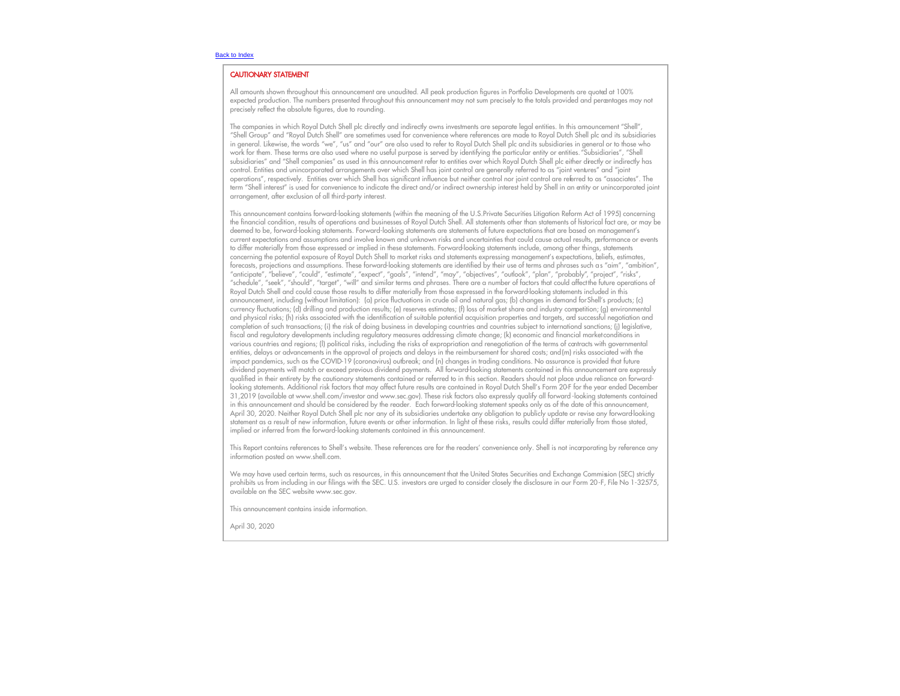[Back to Index](#)

## CAUTIONARY STATEMENT

All amounts shown throughout this announcement are unaudited. All peak production figures in Portfolio Developments are quoted at 100% expected production. The numbers presented throughout this announcement may not sum precisely to the totals provided and percentages may not precisely reflect the absolute figures, due to rounding.

The companies in which Royal Dutch Shell plc directly and indirectly owns investments are separate legal entities. In this announcement "Shell", "Shell Group" and "Royal Dutch Shell" are sometimes used for convenience where references are made to Royal Dutch Shell plc and its subsidiaries in general. Likewise, the words "we", "us" and "our" are also used to refer to Royal Dutch Shell plc and its subsidiaries in general or to those who work for them. These terms are also used where no useful purpose is served by identifying the particular entity or entities. "Subsidiaries", "Shell subsidiaries" and "Shell companies" as used in this announcement refer to entities over which Royal Dutch Shell plc either directly or indirectly has control. Entities and unincorporated arrangements over which Shell has joint control are generally referred to as "joint ventures" and "joint operations", respectively. Entities over which Shell has significant influence but neither control nor joint control are referred to as "associates". The term "Shell interest" is used for convenience to indicate the direct and/or indirect ownership interest held by Shell in an entity or unincorporated joint arrangement, after exclusion of all third-party interest.

This announcement contains forward-looking statements (within the meaning of the U.S.Private Securities Litigation Reform Act of 1995) concerning the financial condition, results of operations and businesses of Royal Dutch Shell. All statements other than statements of historical fact are, or may be deemed to be, forward-looking statements. Forward-looking statements are statements of future expectations that are based on management's current expectations and assumptions and involve known and unknown risks and uncertainties that could cause actual results, performance or events to differ materially from those expressed or implied in these statements. Forward-looking statements include, among other things, statements concerning the potential exposure of Royal Dutch Shell to market risks and statements expressing management's expectations, beliefs, estimates, forecasts, projections and assumptions. These forward-looking statements are identified by their use of terms and phrases such as "aim", "ambition", "anticipate", "believe", "could", "estimate", "expect", "goals", "intend", "may", "objectives", "outlook", "plan", "probably", "project", "risks", "schedule", "seek", "should", "target", "will" and similar terms and phrases. There are a number of factors that could affect the future operations of Royal Dutch Shell and could cause those results to differ materially from those expressed in the forward-looking statements included in this announcement, including (without limitation): (a) price fluctuations in crude oil and natural gas; (b) changes in demand for Shell's products; (c) currency fluctuations; (d) drilling and production results; (e) reserves estimates; (f) loss of market share and industry competition; (g) environmental and physical risks; (h) risks associated with the identification of suitable potential acquisition properties and targets, and successful negotiation and completion of such transactions; (i) the risk of doing business in developing countries and countries subject to international sanctions; (j) legislative, fiscal and regulatory developments including regulatory measures addressing climate change; (k) economic and financial market conditions in various countries and regions; (l) political risks, including the risks of expropriation and renegotiation of the terms of contracts with governmental entities, delays or advancements in the approval of projects and delays in the reimbursement for shared costs; and (m) risks associated with the impact pandemics, such as the COVID-19 (coronavirus) outbreak; and (n) changes in trading conditions. No assurance is provided that future dividend payments will match or exceed previous dividend payments. All forward-looking statements contained in this announcement are expressly qualified in their entirety by the cautionary statements contained or referred to in this section. Readers should not place undue reliance on forward-looking statements. Additional risk factors that may affect future results are contained in Royal Dutch Shell's Form 20-F for the year ended December 31,2019 (available at www.shell.com/investor and www.sec.gov). These risk factors also expressly qualify all forward -looking statements contained in this announcement and should be considered by the reader. Each forward-looking statement speaks only as of the date of this announcement, April 30, 2020. Neither Royal Dutch Shell plc nor any of its subsidiaries undertake any obligation to publicly update or revise any forward-looking statement as a result of new information, future events or other information. In light of these risks, results could differ materially from those stated, implied or inferred from the forward-looking statements contained in this announcement.

This Report contains references to Shell's website. These references are for the readers' convenience only. Shell is not incorporating by reference any information posted on www.shell.com.

We may have used certain terms, such as resources, in this announcement that the United States Securities and Exchange Commission (SEC) strictly prohibits us from including in our filings with the SEC. U.S. investors are urged to consider closely the disclosure in our Form 20-F, File No 1-32575, available on the SEC website www.sec.gov.

This announcement contains inside information.

April 30, 2020